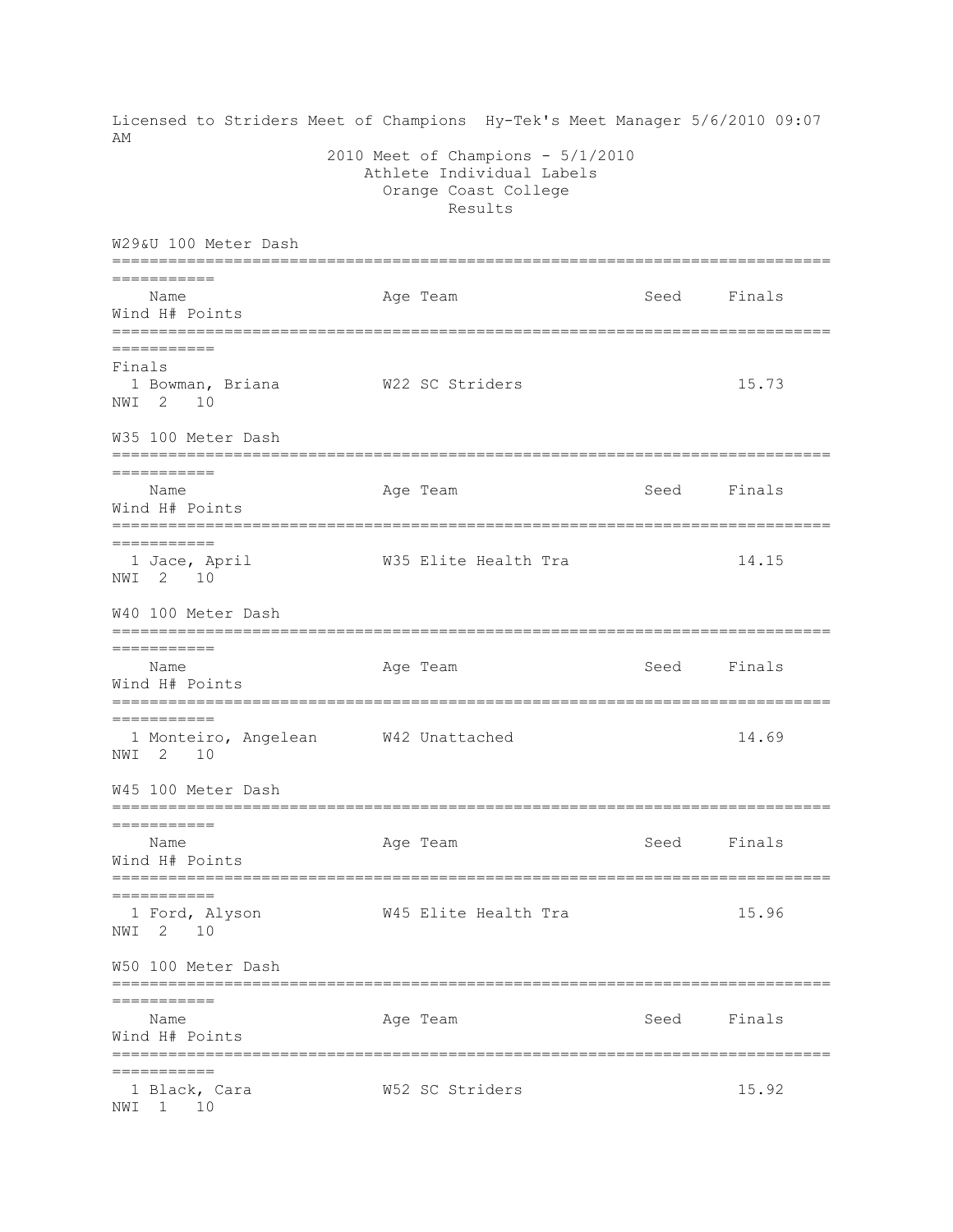Licensed to Striders Meet of Champions Hy-Tek's Meet Manager 5/6/2010 09:07 AM

2010 Meet of Champions - 5/1/2010
Athlete Individual Labels
Orange Coast College
Results

## W29&U 100 Meter Dash

| | Name | Age | Team | Seed | Finals | Wind | H# | Points |
|---|---|---|---|---|---|---|---|---|
| **Finals** | | | | | | | | |
| 1 | Bowman, Briana | W22 | SC Striders | | 15.73 | NWI | 2 | 10 |

## W35 100 Meter Dash

| | Name | Age | Team | Seed | Finals | Wind | H# | Points |
|---|---|---|---|---|---|---|---|---|
| 1 | Jace, April | W35 | Elite Health Tra | | 14.15 | NWI | 2 | 10 |

## W40 100 Meter Dash

| | Name | Age | Team | Seed | Finals | Wind | H# | Points |
|---|---|---|---|---|---|---|---|---|
| 1 | Monteiro, Angelean | W42 | Unattached | | 14.69 | NWI | 2 | 10 |

## W45 100 Meter Dash

| | Name | Age | Team | Seed | Finals | Wind | H# | Points |
|---|---|---|---|---|---|---|---|---|
| 1 | Ford, Alyson | W45 | Elite Health Tra | | 15.96 | NWI | 2 | 10 |

## W50 100 Meter Dash

| | Name | Age | Team | Seed | Finals | Wind | H# | Points |
|---|---|---|---|---|---|---|---|---|
| 1 | Black, Cara | W52 | SC Striders | | 15.92 | NWI | 1 | 10 |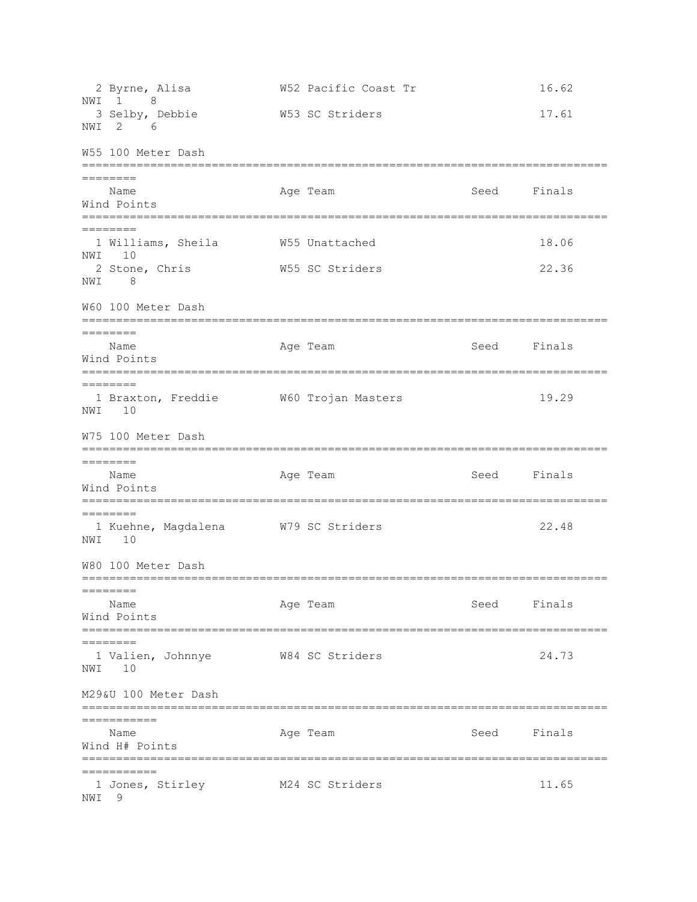| | Name | Age | Team | Seed | Finals | Wind | H# | Points |
|---|---|---|---|---|---|---|---|---|
| 2 | Byrne, Alisa | W52 | Pacific Coast Tr | | 16.62 | NWI | 1 | 8 |
| 3 | Selby, Debbie | W53 | SC Striders | | 17.61 | NWI | 2 | 6 |

## W55 100 Meter Dash

| | Name | Age | Team | Seed | Finals | Wind | Points |
|---|---|---|---|---|---|---|---|
| 1 | Williams, Sheila | W55 | Unattached | | 18.06 | NWI | 10 |
| 2 | Stone, Chris | W55 | SC Striders | | 22.36 | NWI | 8 |

## W60 100 Meter Dash

| | Name | Age | Team | Seed | Finals | Wind | Points |
|---|---|---|---|---|---|---|---|
| 1 | Braxton, Freddie | W60 | Trojan Masters | | 19.29 | NWI | 10 |

## W75 100 Meter Dash

| | Name | Age | Team | Seed | Finals | Wind | Points |
|---|---|---|---|---|---|---|---|
| 1 | Kuehne, Magdalena | W79 | SC Striders | | 22.48 | NWI | 10 |

## W80 100 Meter Dash

| | Name | Age | Team | Seed | Finals | Wind | Points |
|---|---|---|---|---|---|---|---|
| 1 | Valien, Johnnye | W84 | SC Striders | | 24.73 | NWI | 10 |

## M29&U 100 Meter Dash

| | Name | Age | Team | Seed | Finals | Wind | H# | Points |
|---|---|---|---|---|---|---|---|---|
| 1 | Jones, Stirley | M24 | SC Striders | | 11.65 | NWI | | 9 |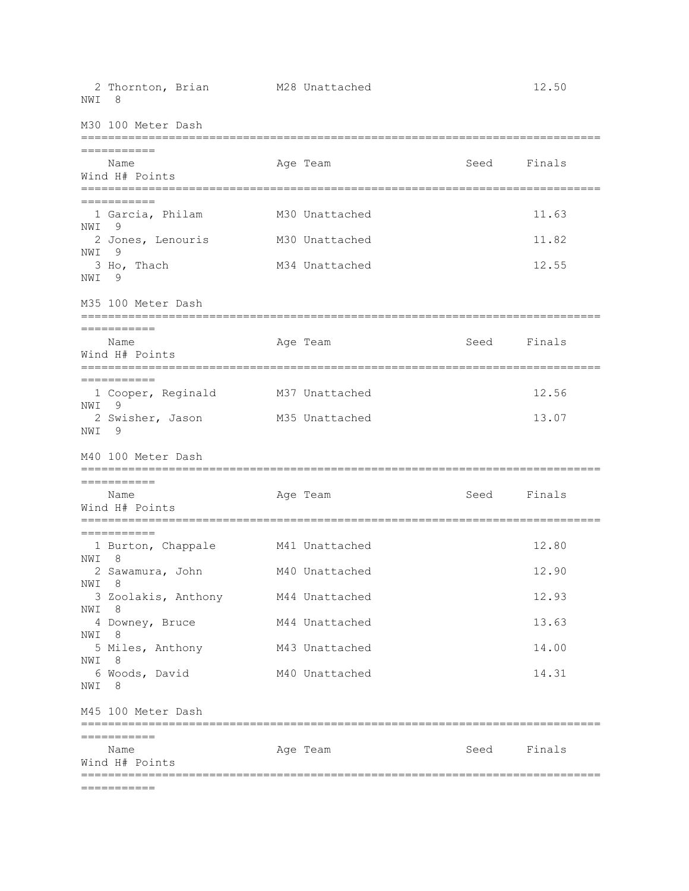| Place | Name | Age | Team | Seed | Finals | Wind | H# | Points |
|---|---|---|---|---|---|---|---|---|
| 2 | Thornton, Brian | M28 | Unattached | | 12.50 | NWI | 8 | |

## M30 100 Meter Dash

| Place | Name | Age | Team | Seed | Finals | Wind | H# | Points |
|---|---|---|---|---|---|---|---|---|
| 1 | Garcia, Philam | M30 | Unattached | | 11.63 | NWI | 9 | |
| 2 | Jones, Lenouris | M30 | Unattached | | 11.82 | NWI | 9 | |
| 3 | Ho, Thach | M34 | Unattached | | 12.55 | NWI | 9 | |

## M35 100 Meter Dash

| Place | Name | Age | Team | Seed | Finals | Wind | H# | Points |
|---|---|---|---|---|---|---|---|---|
| 1 | Cooper, Reginald | M37 | Unattached | | 12.56 | NWI | 9 | |
| 2 | Swisher, Jason | M35 | Unattached | | 13.07 | NWI | 9 | |

## M40 100 Meter Dash

| Place | Name | Age | Team | Seed | Finals | Wind | H# | Points |
|---|---|---|---|---|---|---|---|---|
| 1 | Burton, Chappale | M41 | Unattached | | 12.80 | NWI | 8 | |
| 2 | Sawamura, John | M40 | Unattached | | 12.90 | NWI | 8 | |
| 3 | Zoolakis, Anthony | M44 | Unattached | | 12.93 | NWI | 8 | |
| 4 | Downey, Bruce | M44 | Unattached | | 13.63 | NWI | 8 | |
| 5 | Miles, Anthony | M43 | Unattached | | 14.00 | NWI | 8 | |
| 6 | Woods, David | M40 | Unattached | | 14.31 | NWI | 8 | |

## M45 100 Meter Dash

| Place | Name | Age | Team | Seed | Finals | Wind | H# | Points |
|---|---|---|---|---|---|---|---|---|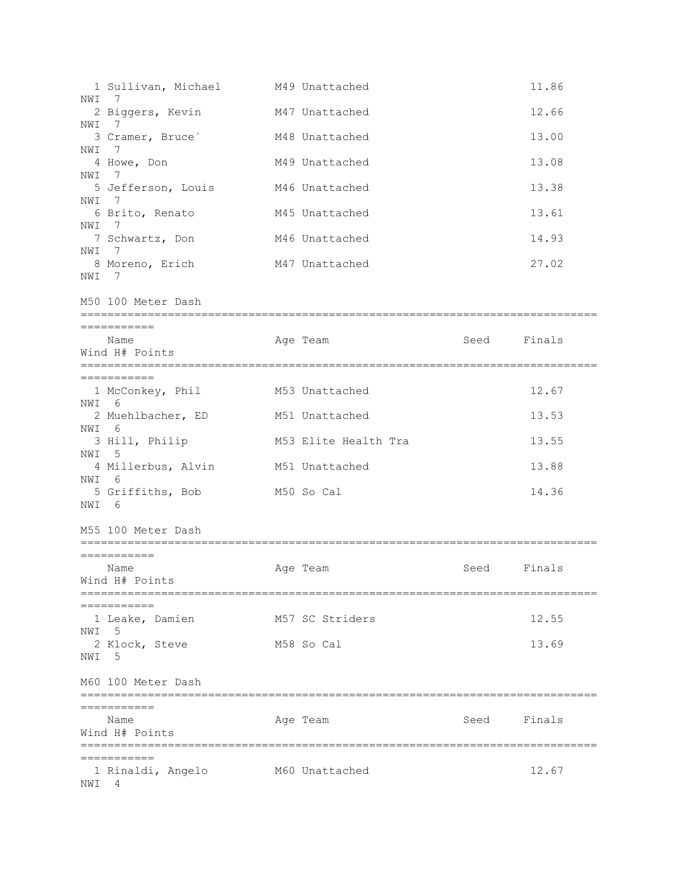| Place | Name | Age | Team | Seed | Finals | Wind | H# | Points |
|---|---|---|---|---|---|---|---|---|
| 1 | Sullivan, Michael | M49 | Unattached | | 11.86 | NWI | 7 | |
| 2 | Biggers, Kevin | M47 | Unattached | | 12.66 | NWI | 7 | |
| 3 | Cramer, Bruce` | M48 | Unattached | | 13.00 | NWI | 7 | |
| 4 | Howe, Don | M49 | Unattached | | 13.08 | NWI | 7 | |
| 5 | Jefferson, Louis | M46 | Unattached | | 13.38 | NWI | 7 | |
| 6 | Brito, Renato | M45 | Unattached | | 13.61 | NWI | 7 | |
| 7 | Schwartz, Don | M46 | Unattached | | 14.93 | NWI | 7 | |
| 8 | Moreno, Erich | M47 | Unattached | | 27.02 | NWI | 7 | |

## M50 100 Meter Dash

| Place | Name | Age | Team | Seed | Finals | Wind | H# | Points |
|---|---|---|---|---|---|---|---|---|
| 1 | McConkey, Phil | M53 | Unattached | | 12.67 | NWI | 6 | |
| 2 | Muehlbacher, ED | M51 | Unattached | | 13.53 | NWI | 6 | |
| 3 | Hill, Philip | M53 | Elite Health Tra | | 13.55 | NWI | 5 | |
| 4 | Millerbus, Alvin | M51 | Unattached | | 13.88 | NWI | 6 | |
| 5 | Griffiths, Bob | M50 | So Cal | | 14.36 | NWI | 6 | |

## M55 100 Meter Dash

| Place | Name | Age | Team | Seed | Finals | Wind | H# | Points |
|---|---|---|---|---|---|---|---|---|
| 1 | Leake, Damien | M57 | SC Striders | | 12.55 | NWI | 5 | |
| 2 | Klock, Steve | M58 | So Cal | | 13.69 | NWI | 5 | |

## M60 100 Meter Dash

| Place | Name | Age | Team | Seed | Finals | Wind | H# | Points |
|---|---|---|---|---|---|---|---|---|
| 1 | Rinaldi, Angelo | M60 | Unattached | | 12.67 | NWI | 4 | |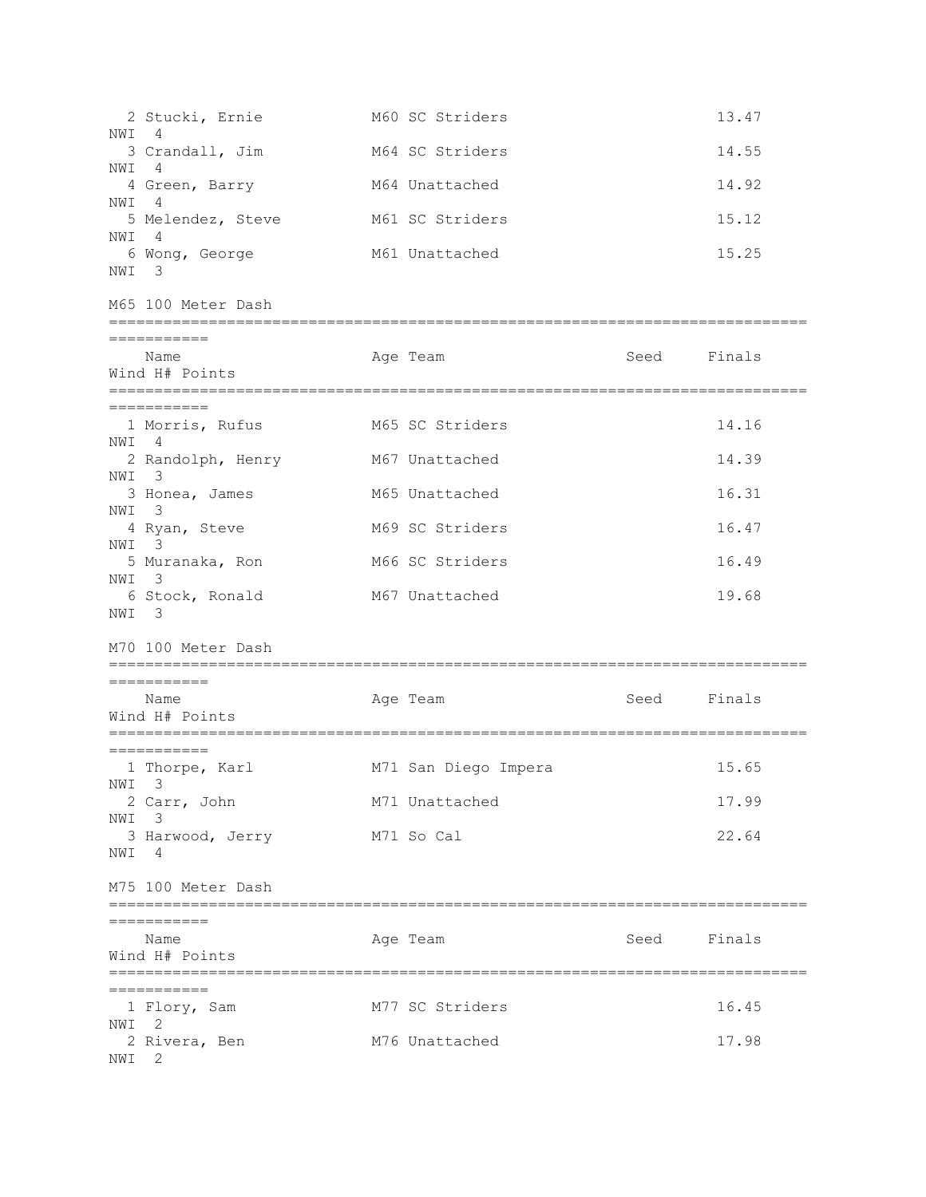| | Name | Age | Team | Seed | Finals | Wind | H# | Points |
|---|---|---|---|---|---|---|---|---|
| 2 | Stucki, Ernie | M60 | SC Striders | | 13.47 | NWI | 4 | |
| 3 | Crandall, Jim | M64 | SC Striders | | 14.55 | NWI | 4 | |
| 4 | Green, Barry | M64 | Unattached | | 14.92 | NWI | 4 | |
| 5 | Melendez, Steve | M61 | SC Striders | | 15.12 | NWI | 4 | |
| 6 | Wong, George | M61 | Unattached | | 15.25 | NWI | 3 | |

## M65 100 Meter Dash

| | Name | Age | Team | Seed | Finals | Wind | H# | Points |
|---|---|---|---|---|---|---|---|---|
| 1 | Morris, Rufus | M65 | SC Striders | | 14.16 | NWI | 4 | |
| 2 | Randolph, Henry | M67 | Unattached | | 14.39 | NWI | 3 | |
| 3 | Honea, James | M65 | Unattached | | 16.31 | NWI | 3 | |
| 4 | Ryan, Steve | M69 | SC Striders | | 16.47 | NWI | 3 | |
| 5 | Muranaka, Ron | M66 | SC Striders | | 16.49 | NWI | 3 | |
| 6 | Stock, Ronald | M67 | Unattached | | 19.68 | NWI | 3 | |

## M70 100 Meter Dash

| | Name | Age | Team | Seed | Finals | Wind | H# | Points |
|---|---|---|---|---|---|---|---|---|
| 1 | Thorpe, Karl | M71 | San Diego Impera | | 15.65 | NWI | 3 | |
| 2 | Carr, John | M71 | Unattached | | 17.99 | NWI | 3 | |
| 3 | Harwood, Jerry | M71 | So Cal | | 22.64 | NWI | 4 | |

## M75 100 Meter Dash

| | Name | Age | Team | Seed | Finals | Wind | H# | Points |
|---|---|---|---|---|---|---|---|---|
| 1 | Flory, Sam | M77 | SC Striders | | 16.45 | NWI | 2 | |
| 2 | Rivera, Ben | M76 | Unattached | | 17.98 | NWI | 2 | |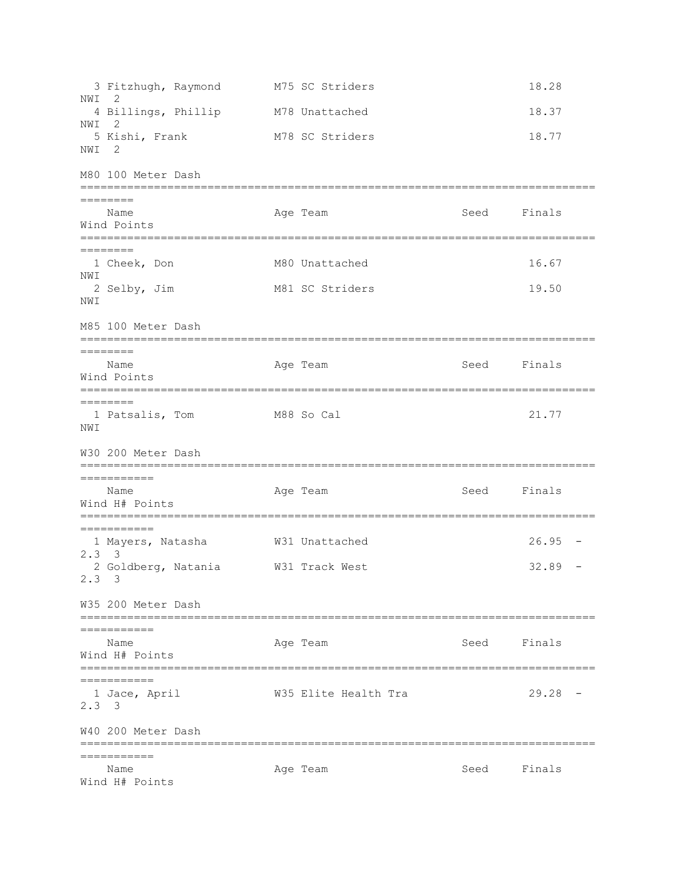| | Name | Age | Team | Seed | Finals | Wind | Points |
|---|---|---|---|---|---|---|---|
| 3 | Fitzhugh, Raymond | M75 | SC Striders | | 18.28 | NWI | 2 |
| 4 | Billings, Phillip | M78 | Unattached | | 18.37 | NWI | 2 |
| 5 | Kishi, Frank | M78 | SC Striders | | 18.77 | NWI | 2 |

## M80 100 Meter Dash

| | Name | Age | Team | Seed | Finals | Wind | Points |
|---|---|---|---|---|---|---|---|
| 1 | Cheek, Don | M80 | Unattached | | 16.67 | NWI | |
| 2 | Selby, Jim | M81 | SC Striders | | 19.50 | NWI | |

## M85 100 Meter Dash

| | Name | Age | Team | Seed | Finals | Wind | Points |
|---|---|---|---|---|---|---|---|
| 1 | Patsalis, Tom | M88 | So Cal | | 21.77 | NWI | |

## W30 200 Meter Dash

| | Name | Age | Team | Seed | Finals | Wind | H# | Points |
|---|---|---|---|---|---|---|---|---|
| 1 | Mayers, Natasha | W31 | Unattached | | 26.95 | -2.3 | 3 | |
| 2 | Goldberg, Natania | W31 | Track West | | 32.89 | -2.3 | 3 | |

## W35 200 Meter Dash

| | Name | Age | Team | Seed | Finals | Wind | H# | Points |
|---|---|---|---|---|---|---|---|---|
| 1 | Jace, April | W35 | Elite Health Tra | | 29.28 | -2.3 | 3 | |

## W40 200 Meter Dash

| | Name | Age | Team | Seed | Finals | Wind | H# | Points |
|---|---|---|---|---|---|---|---|---|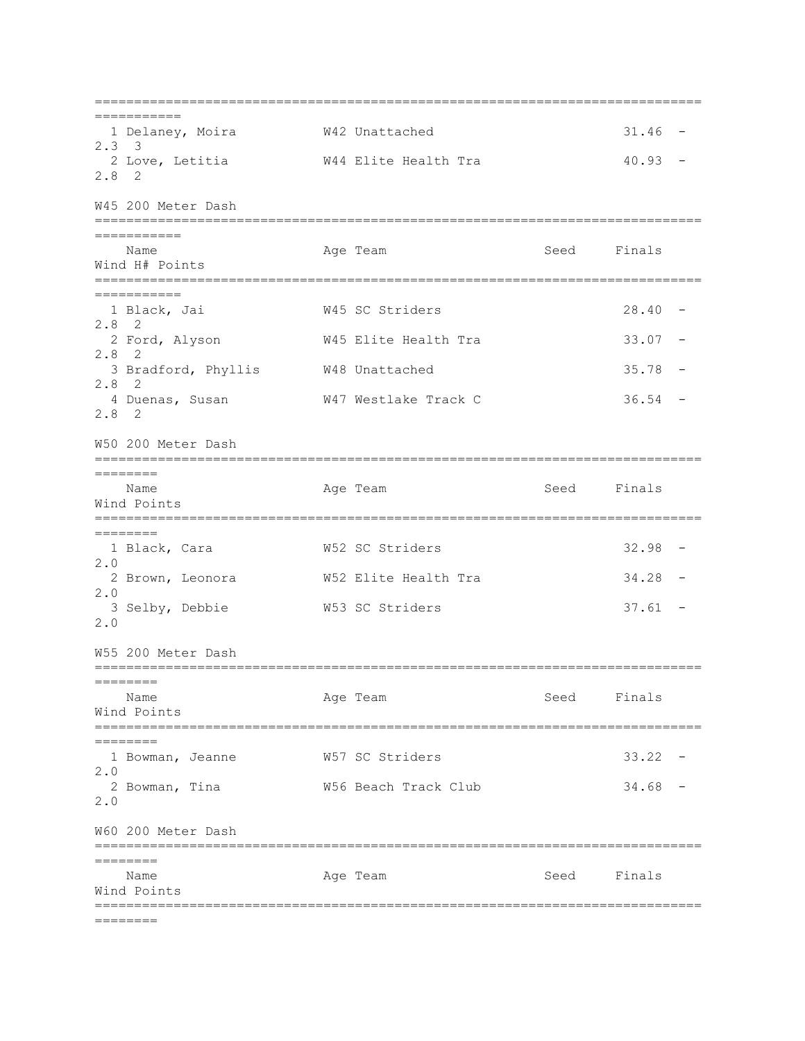| | Name | Age | Team | Seed | Finals | Wind | H# | Points |
|---|---|---|---|---|---|---|---|---|
| 1 | Delaney, Moira | W42 | Unattached | | 31.46 | -2.3 | 3 | |
| 2 | Love, Letitia | W44 | Elite Health Tra | | 40.93 | -2.8 | 2 | |

## W45 200 Meter Dash

| | Name | Age | Team | Seed | Finals | Wind | H# | Points |
|---|---|---|---|---|---|---|---|---|
| 1 | Black, Jai | W45 | SC Striders | | 28.40 | -2.8 | 2 | |
| 2 | Ford, Alyson | W45 | Elite Health Tra | | 33.07 | -2.8 | 2 | |
| 3 | Bradford, Phyllis | W48 | Unattached | | 35.78 | -2.8 | 2 | |
| 4 | Duenas, Susan | W47 | Westlake Track C | | 36.54 | -2.8 | 2 | |

## W50 200 Meter Dash

| | Name | Age | Team | Seed | Finals | Wind | Points |
|---|---|---|---|---|---|---|---|
| 1 | Black, Cara | W52 | SC Striders | | 32.98 | -2.0 | |
| 2 | Brown, Leonora | W52 | Elite Health Tra | | 34.28 | -2.0 | |
| 3 | Selby, Debbie | W53 | SC Striders | | 37.61 | -2.0 | |

## W55 200 Meter Dash

| | Name | Age | Team | Seed | Finals | Wind | Points |
|---|---|---|---|---|---|---|---|
| 1 | Bowman, Jeanne | W57 | SC Striders | | 33.22 | -2.0 | |
| 2 | Bowman, Tina | W56 | Beach Track Club | | 34.68 | -2.0 | |

## W60 200 Meter Dash

| | Name | Age | Team | Seed | Finals | Wind | Points |
|---|---|---|---|---|---|---|---|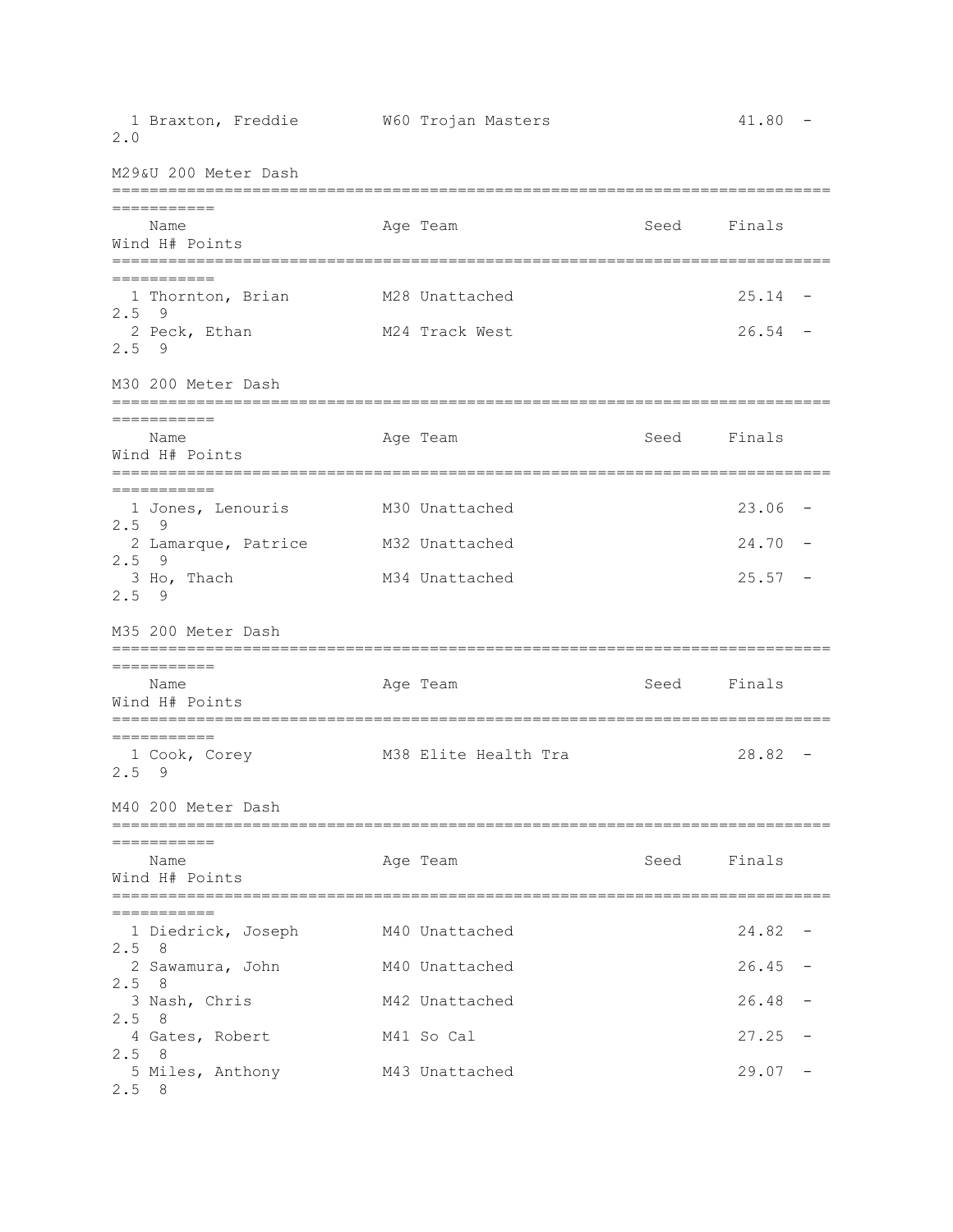| Name | Age | Team | Seed | Finals | Wind | H# | Points |
|---|---|---|---|---|---|---|---|
| 1 Braxton, Freddie | W60 | Trojan Masters | | 41.80 | -2.0 | | |

## M29&U 200 Meter Dash

| Name | Age | Team | Seed | Finals | Wind | H# | Points |
|---|---|---|---|---|---|---|---|
| 1 Thornton, Brian | M28 | Unattached | | 25.14 | -2.5 | 9 | |
| 2 Peck, Ethan | M24 | Track West | | 26.54 | -2.5 | 9 | |

## M30 200 Meter Dash

| Name | Age | Team | Seed | Finals | Wind | H# | Points |
|---|---|---|---|---|---|---|---|
| 1 Jones, Lenouris | M30 | Unattached | | 23.06 | -2.5 | 9 | |
| 2 Lamarque, Patrice | M32 | Unattached | | 24.70 | -2.5 | 9 | |
| 3 Ho, Thach | M34 | Unattached | | 25.57 | -2.5 | 9 | |

## M35 200 Meter Dash

| Name | Age | Team | Seed | Finals | Wind | H# | Points |
|---|---|---|---|---|---|---|---|
| 1 Cook, Corey | M38 | Elite Health Tra | | 28.82 | -2.5 | 9 | |

## M40 200 Meter Dash

| Name | Age | Team | Seed | Finals | Wind | H# | Points |
|---|---|---|---|---|---|---|---|
| 1 Diedrick, Joseph | M40 | Unattached | | 24.82 | -2.5 | 8 | |
| 2 Sawamura, John | M40 | Unattached | | 26.45 | -2.5 | 8 | |
| 3 Nash, Chris | M42 | Unattached | | 26.48 | -2.5 | 8 | |
| 4 Gates, Robert | M41 | So Cal | | 27.25 | -2.5 | 8 | |
| 5 Miles, Anthony | M43 | Unattached | | 29.07 | -2.5 | 8 | |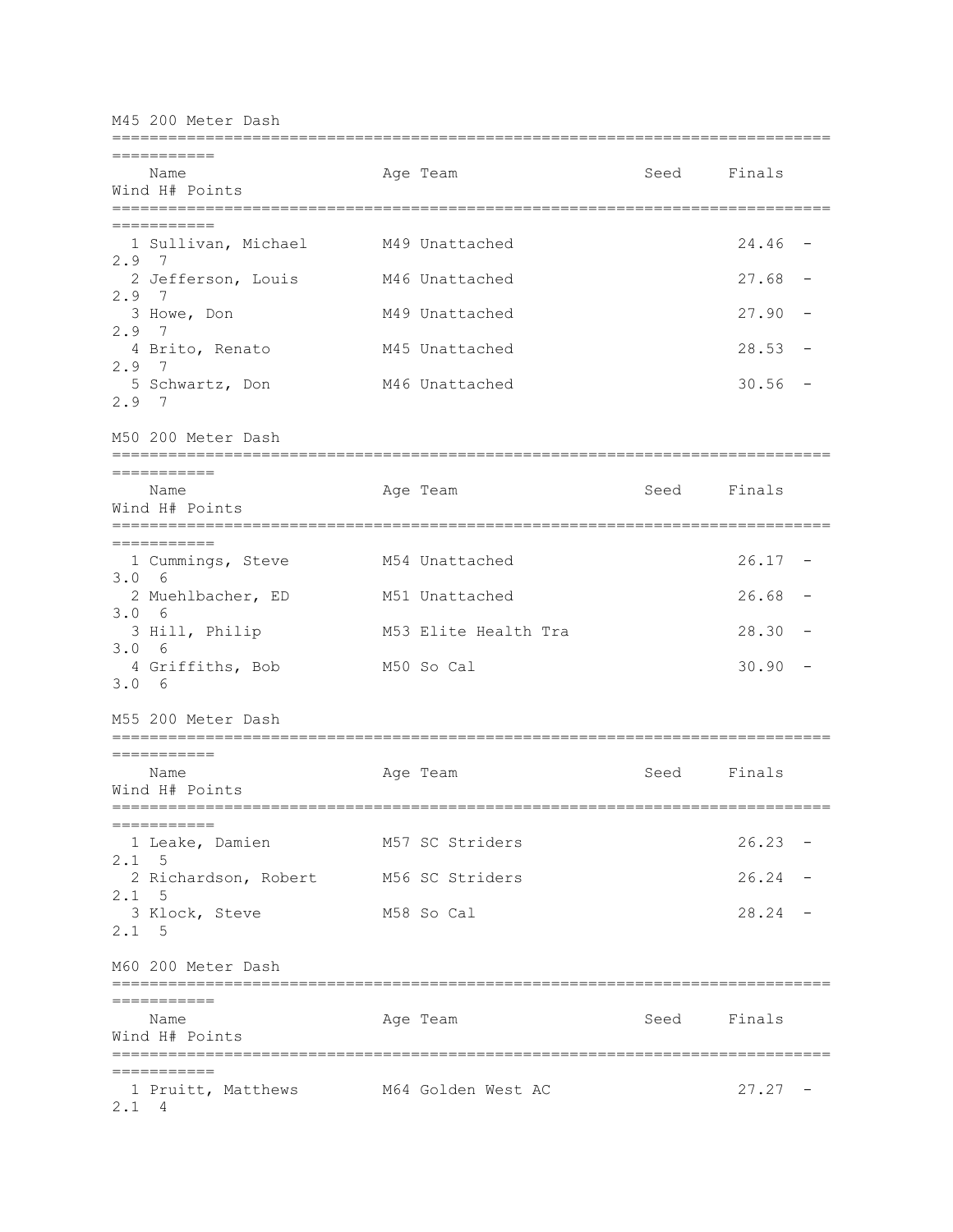## M45 200 Meter Dash

| Place | Name | Age | Team | Seed | Finals | Wind | H# | Points |
|---|---|---|---|---|---|---|---|---|
| 1 | Sullivan, Michael | M49 | Unattached | | 24.46 | -2.9 | 7 | |
| 2 | Jefferson, Louis | M46 | Unattached | | 27.68 | -2.9 | 7 | |
| 3 | Howe, Don | M49 | Unattached | | 27.90 | -2.9 | 7 | |
| 4 | Brito, Renato | M45 | Unattached | | 28.53 | -2.9 | 7 | |
| 5 | Schwartz, Don | M46 | Unattached | | 30.56 | -2.9 | 7 | |

## M50 200 Meter Dash

| Place | Name | Age | Team | Seed | Finals | Wind | H# | Points |
|---|---|---|---|---|---|---|---|---|
| 1 | Cummings, Steve | M54 | Unattached | | 26.17 | -3.0 | 6 | |
| 2 | Muehlbacher, ED | M51 | Unattached | | 26.68 | -3.0 | 6 | |
| 3 | Hill, Philip | M53 | Elite Health Tra | | 28.30 | -3.0 | 6 | |
| 4 | Griffiths, Bob | M50 | So Cal | | 30.90 | -3.0 | 6 | |

## M55 200 Meter Dash

| Place | Name | Age | Team | Seed | Finals | Wind | H# | Points |
|---|---|---|---|---|---|---|---|---|
| 1 | Leake, Damien | M57 | SC Striders | | 26.23 | -2.1 | 5 | |
| 2 | Richardson, Robert | M56 | SC Striders | | 26.24 | -2.1 | 5 | |
| 3 | Klock, Steve | M58 | So Cal | | 28.24 | -2.1 | 5 | |

## M60 200 Meter Dash

| Place | Name | Age | Team | Seed | Finals | Wind | H# | Points |
|---|---|---|---|---|---|---|---|---|
| 1 | Pruitt, Matthews | M64 | Golden West AC | | 27.27 | -2.1 | 4 | |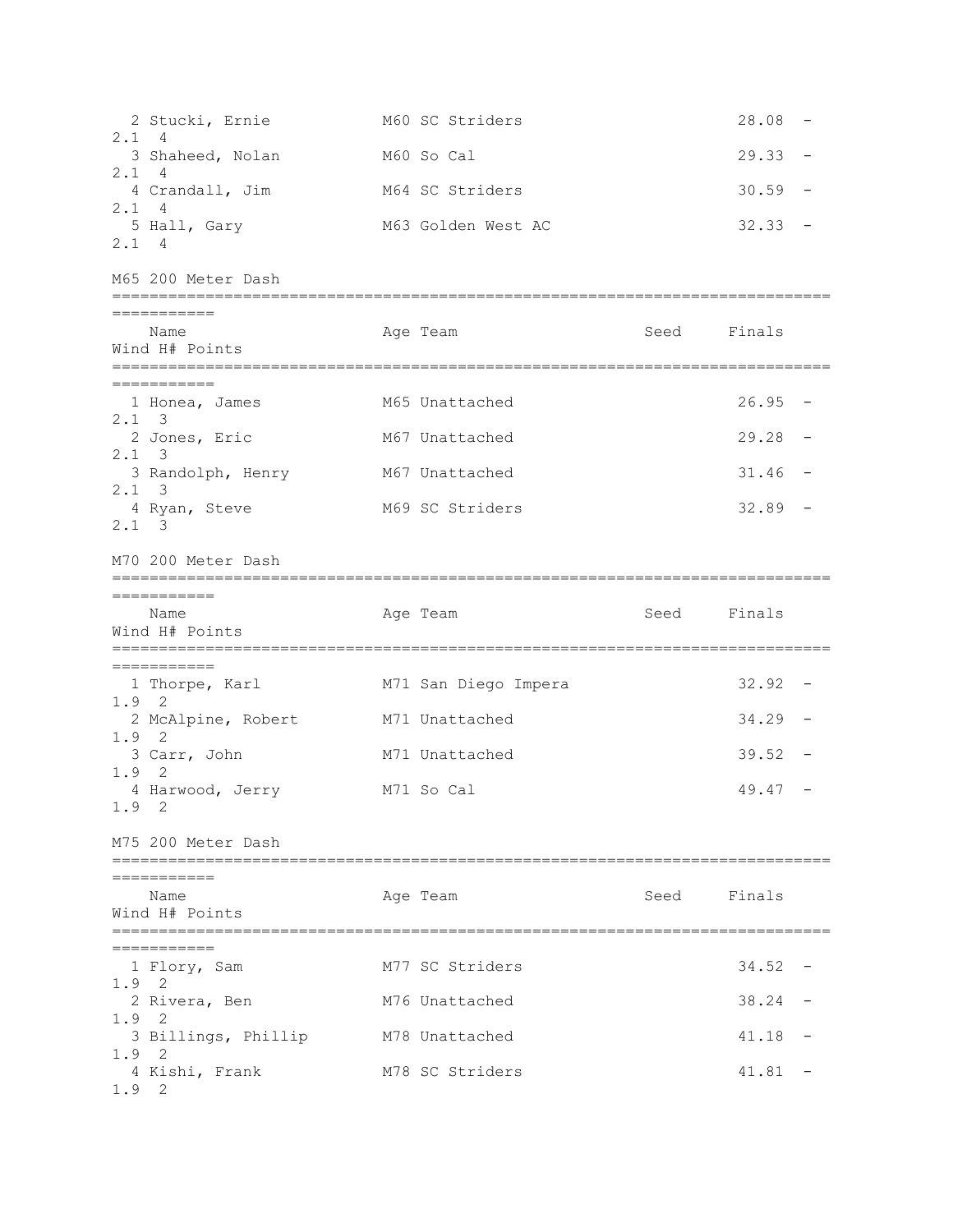| | Name | Age | Team | Seed | Finals | Wind | H# | Points |
|---|---|---|---|---|---|---|---|---|
| 2 | Stucki, Ernie | M60 | SC Striders | | 28.08 | -2.1 | 4 | |
| 3 | Shaheed, Nolan | M60 | So Cal | | 29.33 | -2.1 | 4 | |
| 4 | Crandall, Jim | M64 | SC Striders | | 30.59 | -2.1 | 4 | |
| 5 | Hall, Gary | M63 | Golden West AC | | 32.33 | -2.1 | 4 | |

M65 200 Meter Dash

| | Name | Age | Team | Seed | Finals | Wind | H# | Points |
|---|---|---|---|---|---|---|---|---|
| 1 | Honea, James | M65 | Unattached | | 26.95 | -2.1 | 3 | |
| 2 | Jones, Eric | M67 | Unattached | | 29.28 | -2.1 | 3 | |
| 3 | Randolph, Henry | M67 | Unattached | | 31.46 | -2.1 | 3 | |
| 4 | Ryan, Steve | M69 | SC Striders | | 32.89 | -2.1 | 3 | |

M70 200 Meter Dash

| | Name | Age | Team | Seed | Finals | Wind | H# | Points |
|---|---|---|---|---|---|---|---|---|
| 1 | Thorpe, Karl | M71 | San Diego Impera | | 32.92 | -1.9 | 2 | |
| 2 | McAlpine, Robert | M71 | Unattached | | 34.29 | -1.9 | 2 | |
| 3 | Carr, John | M71 | Unattached | | 39.52 | -1.9 | 2 | |
| 4 | Harwood, Jerry | M71 | So Cal | | 49.47 | -1.9 | 2 | |

M75 200 Meter Dash

| | Name | Age | Team | Seed | Finals | Wind | H# | Points |
|---|---|---|---|---|---|---|---|---|
| 1 | Flory, Sam | M77 | SC Striders | | 34.52 | -1.9 | 2 | |
| 2 | Rivera, Ben | M76 | Unattached | | 38.24 | -1.9 | 2 | |
| 3 | Billings, Phillip | M78 | Unattached | | 41.18 | -1.9 | 2 | |
| 4 | Kishi, Frank | M78 | SC Striders | | 41.81 | -1.9 | 2 | |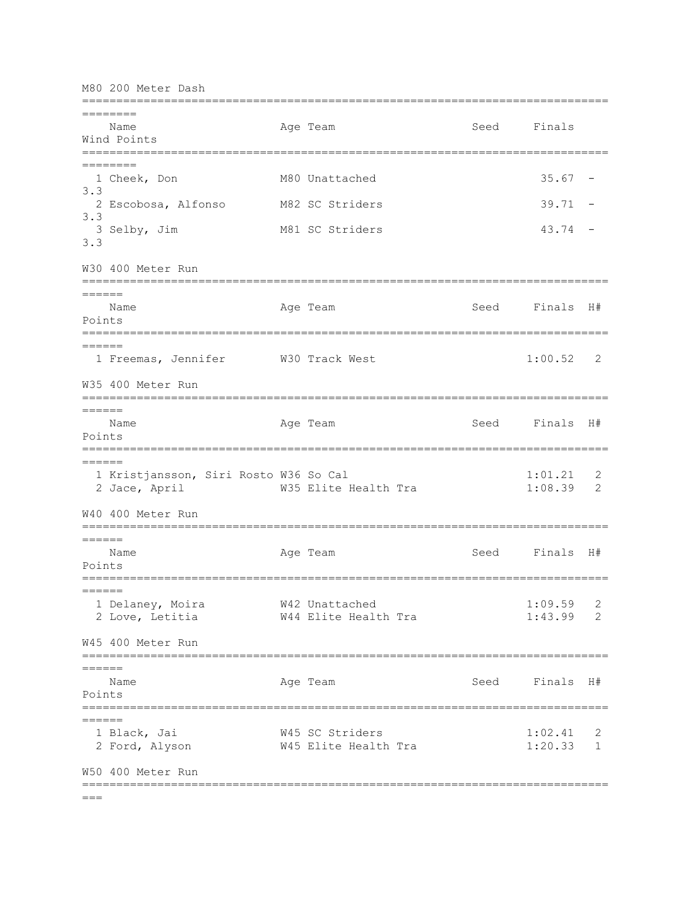## M80 200 Meter Dash

| | Name | Age | Team | Seed | Finals | Wind | Points |
|---|---|---|---|---|---|---|---|
| 1 | Cheek, Don | M80 | Unattached | | 35.67 | -3.3 | |
| 2 | Escobosa, Alfonso | M82 | SC Striders | | 39.71 | -3.3 | |
| 3 | Selby, Jim | M81 | SC Striders | | 43.74 | -3.3 | |

## W30 400 Meter Run

| | Name | Age | Team | Seed | Finals | H# | Points |
|---|---|---|---|---|---|---|---|
| 1 | Freemas, Jennifer | W30 | Track West | | 1:00.52 | 2 | |

## W35 400 Meter Run

| | Name | Age | Team | Seed | Finals | H# | Points |
|---|---|---|---|---|---|---|---|
| 1 | Kristjansson, Siri Rosto | W36 | So Cal | | 1:01.21 | 2 | |
| 2 | Jace, April | W35 | Elite Health Tra | | 1:08.39 | 2 | |

## W40 400 Meter Run

| | Name | Age | Team | Seed | Finals | H# | Points |
|---|---|---|---|---|---|---|---|
| 1 | Delaney, Moira | W42 | Unattached | | 1:09.59 | 2 | |
| 2 | Love, Letitia | W44 | Elite Health Tra | | 1:43.99 | 2 | |

## W45 400 Meter Run

| | Name | Age | Team | Seed | Finals | H# | Points |
|---|---|---|---|---|---|---|---|
| 1 | Black, Jai | W45 | SC Striders | | 1:02.41 | 2 | |
| 2 | Ford, Alyson | W45 | Elite Health Tra | | 1:20.33 | 1 | |

## W50 400 Meter Run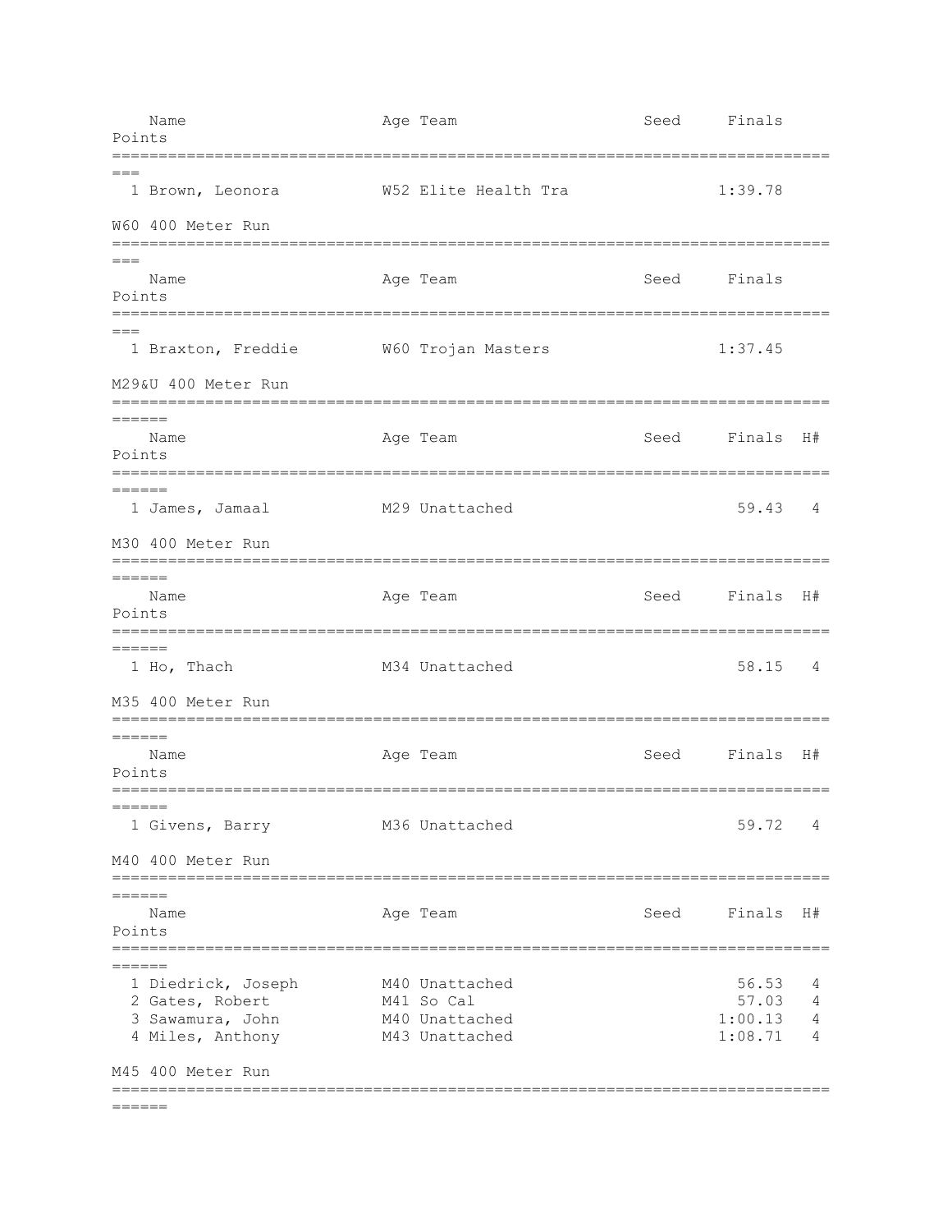| Name | Age | Team | Seed | Finals | Points |
|---|---|---|---|---|---|
| 1 Brown, Leonora | W52 | Elite Health Tra | | 1:39.78 | |

## W60 400 Meter Run

| Name | Age | Team | Seed | Finals | Points |
|---|---|---|---|---|---|
| 1 Braxton, Freddie | W60 | Trojan Masters | | 1:37.45 | |

## M29&U 400 Meter Run

| Name | Age | Team | Seed | Finals | H# | Points |
|---|---|---|---|---|---|---|
| 1 James, Jamaal | M29 | Unattached | | 59.43 | 4 | |

## M30 400 Meter Run

| Name | Age | Team | Seed | Finals | H# | Points |
|---|---|---|---|---|---|---|
| 1 Ho, Thach | M34 | Unattached | | 58.15 | 4 | |

## M35 400 Meter Run

| Name | Age | Team | Seed | Finals | H# | Points |
|---|---|---|---|---|---|---|
| 1 Givens, Barry | M36 | Unattached | | 59.72 | 4 | |

## M40 400 Meter Run

| Name | Age | Team | Seed | Finals | H# | Points |
|---|---|---|---|---|---|---|
| 1 Diedrick, Joseph | M40 | Unattached | | 56.53 | 4 | |
| 2 Gates, Robert | M41 | So Cal | | 57.03 | 4 | |
| 3 Sawamura, John | M40 | Unattached | | 1:00.13 | 4 | |
| 4 Miles, Anthony | M43 | Unattached | | 1:08.71 | 4 | |

## M45 400 Meter Run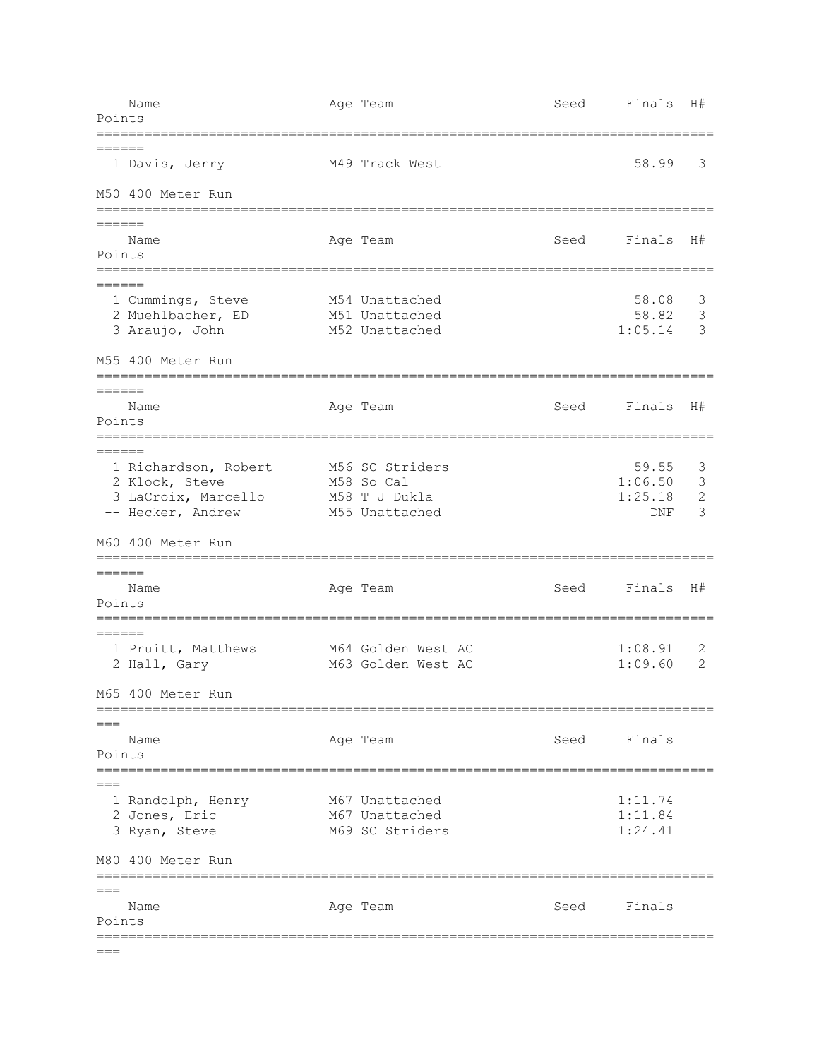| | Name | Age | Team | Seed | Finals | H# | Points |
|---|---|---|---|---|---|---|---|
| 1 | Davis, Jerry | M49 | Track West | | 58.99 | 3 | |

## M50 400 Meter Run

| | Name | Age | Team | Seed | Finals | H# | Points |
|---|---|---|---|---|---|---|---|
| 1 | Cummings, Steve | M54 | Unattached | | 58.08 | 3 | |
| 2 | Muehlbacher, ED | M51 | Unattached | | 58.82 | 3 | |
| 3 | Araujo, John | M52 | Unattached | | 1:05.14 | 3 | |

## M55 400 Meter Run

| | Name | Age | Team | Seed | Finals | H# | Points |
|---|---|---|---|---|---|---|---|
| 1 | Richardson, Robert | M56 | SC Striders | | 59.55 | 3 | |
| 2 | Klock, Steve | M58 | So Cal | | 1:06.50 | 3 | |
| 3 | LaCroix, Marcello | M58 | T J Dukla | | 1:25.18 | 2 | |
| -- | Hecker, Andrew | M55 | Unattached | | DNF | 3 | |

## M60 400 Meter Run

| | Name | Age | Team | Seed | Finals | H# | Points |
|---|---|---|---|---|---|---|---|
| 1 | Pruitt, Matthews | M64 | Golden West AC | | 1:08.91 | 2 | |
| 2 | Hall, Gary | M63 | Golden West AC | | 1:09.60 | 2 | |

## M65 400 Meter Run

| | Name | Age | Team | Seed | Finals | Points |
|---|---|---|---|---|---|---|
| 1 | Randolph, Henry | M67 | Unattached | | 1:11.74 | |
| 2 | Jones, Eric | M67 | Unattached | | 1:11.84 | |
| 3 | Ryan, Steve | M69 | SC Striders | | 1:24.41 | |

## M80 400 Meter Run

| | Name | Age | Team | Seed | Finals | Points |
|---|---|---|---|---|---|---|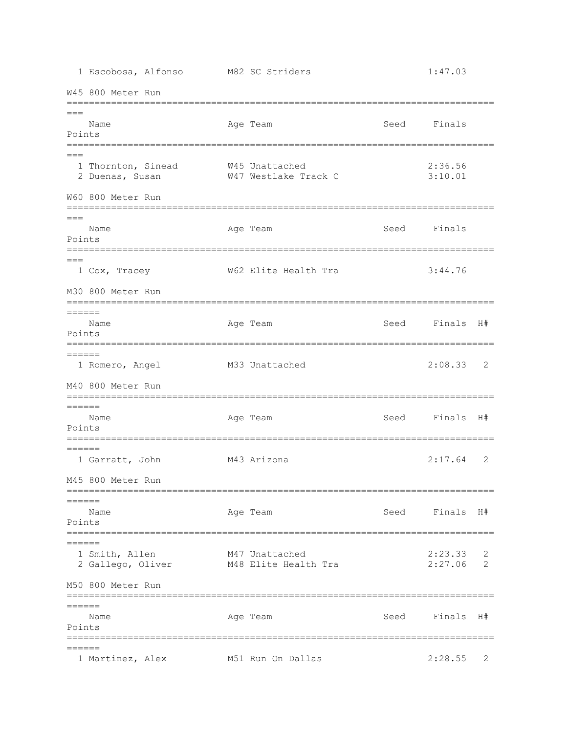| | Name | Age | Team | Seed | Finals |
|---|---|---|---|---|---|
| 1 | Escobosa, Alfonso | M82 | SC Striders | | 1:47.03 |

### W45 800 Meter Run

| | Name | Age | Team | Seed | Finals | Points |
|---|---|---|---|---|---|---|
| 1 | Thornton, Sinead | W45 | Unattached | | 2:36.56 | |
| 2 | Duenas, Susan | W47 | Westlake Track C | | 3:10.01 | |

### W60 800 Meter Run

| | Name | Age | Team | Seed | Finals | Points |
|---|---|---|---|---|---|---|
| 1 | Cox, Tracey | W62 | Elite Health Tra | | 3:44.76 | |

### M30 800 Meter Run

| | Name | Age | Team | Seed | Finals | H# | Points |
|---|---|---|---|---|---|---|---|
| 1 | Romero, Angel | M33 | Unattached | | 2:08.33 | 2 | |

### M40 800 Meter Run

| | Name | Age | Team | Seed | Finals | H# | Points |
|---|---|---|---|---|---|---|---|
| 1 | Garratt, John | M43 | Arizona | | 2:17.64 | 2 | |

### M45 800 Meter Run

| | Name | Age | Team | Seed | Finals | H# | Points |
|---|---|---|---|---|---|---|---|
| 1 | Smith, Allen | M47 | Unattached | | 2:23.33 | 2 | |
| 2 | Gallego, Oliver | M48 | Elite Health Tra | | 2:27.06 | 2 | |

### M50 800 Meter Run

| | Name | Age | Team | Seed | Finals | H# | Points |
|---|---|---|---|---|---|---|---|
| 1 | Martinez, Alex | M51 | Run On Dallas | | 2:28.55 | 2 | |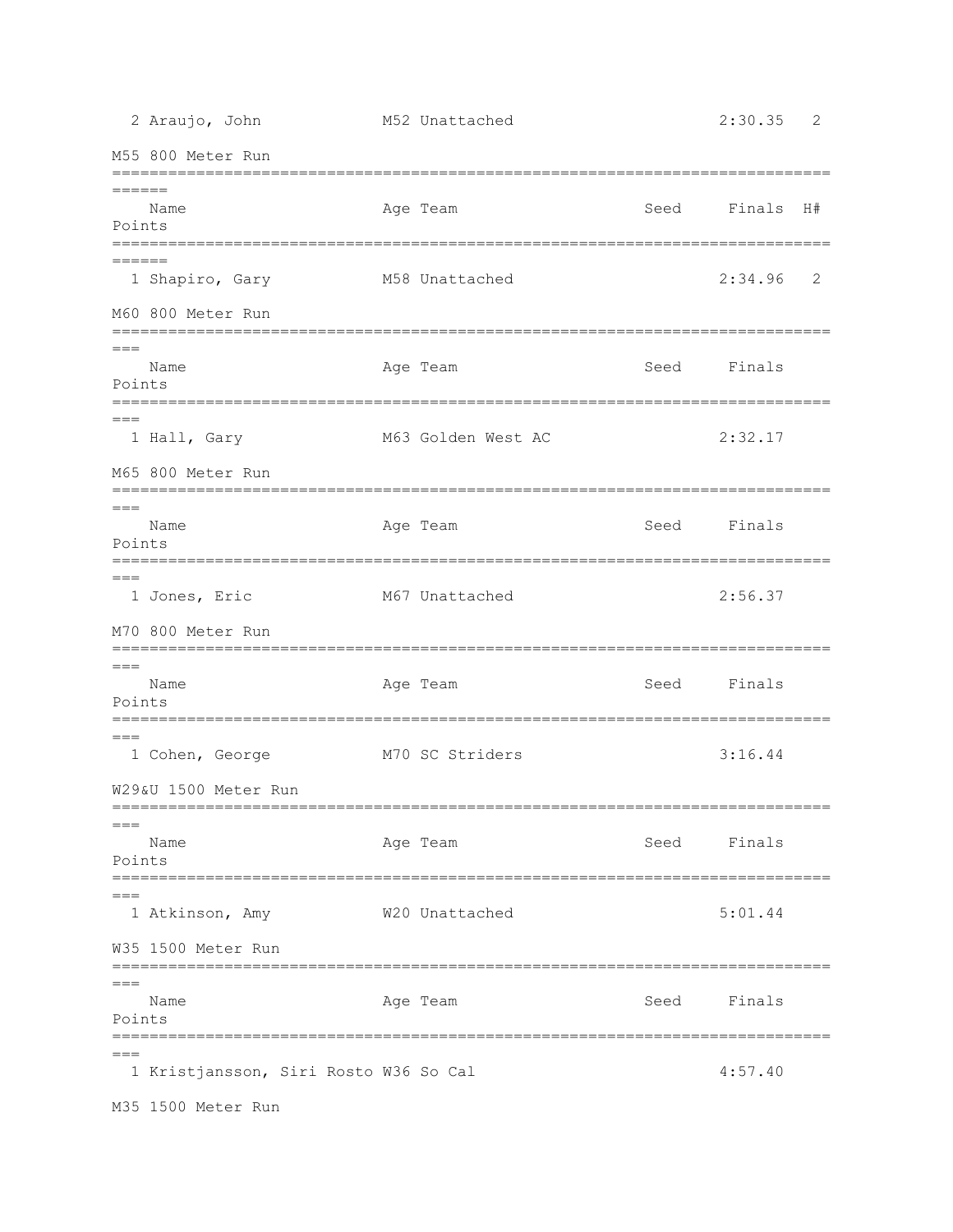| | Name | Age | Team | Seed | Finals | H# | Points |
|---|---|---|---|---|---|---|---|
| 2 | Araujo, John | M52 | Unattached | | 2:30.35 | 2 | |

## M55 800 Meter Run

| | Name | Age | Team | Seed | Finals | H# | Points |
|---|---|---|---|---|---|---|---|
| 1 | Shapiro, Gary | M58 | Unattached | | 2:34.96 | 2 | |

## M60 800 Meter Run

| | Name | Age | Team | Seed | Finals | Points |
|---|---|---|---|---|---|---|
| 1 | Hall, Gary | M63 | Golden West AC | | 2:32.17 | |

## M65 800 Meter Run

| | Name | Age | Team | Seed | Finals | Points |
|---|---|---|---|---|---|---|
| 1 | Jones, Eric | M67 | Unattached | | 2:56.37 | |

## M70 800 Meter Run

| | Name | Age | Team | Seed | Finals | Points |
|---|---|---|---|---|---|---|
| 1 | Cohen, George | M70 | SC Striders | | 3:16.44 | |

## W29&U 1500 Meter Run

| | Name | Age | Team | Seed | Finals | Points |
|---|---|---|---|---|---|---|
| 1 | Atkinson, Amy | W20 | Unattached | | 5:01.44 | |

## W35 1500 Meter Run

| | Name | Age | Team | Seed | Finals | Points |
|---|---|---|---|---|---|---|
| 1 | Kristjansson, Siri Rosto | W36 | So Cal | | 4:57.40 | |

## M35 1500 Meter Run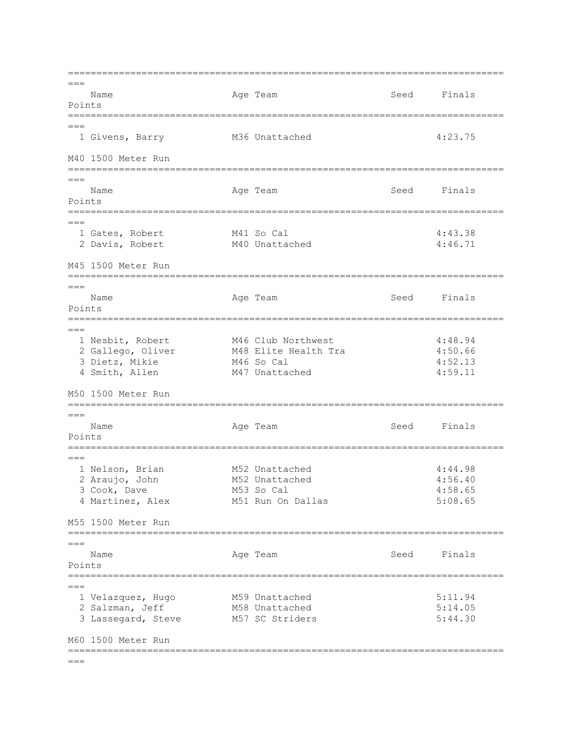| | Name | Age | Team | Seed | Finals | Points |
|---|---|---|---|---|---|---|
| 1 | Givens, Barry | M36 | Unattached | | 4:23.75 | |

## M40 1500 Meter Run

| | Name | Age | Team | Seed | Finals | Points |
|---|---|---|---|---|---|---|
| 1 | Gates, Robert | M41 | So Cal | | 4:43.38 | |
| 2 | Davis, Robert | M40 | Unattached | | 4:46.71 | |

## M45 1500 Meter Run

| | Name | Age | Team | Seed | Finals | Points |
|---|---|---|---|---|---|---|
| 1 | Nesbit, Robert | M46 | Club Northwest | | 4:48.94 | |
| 2 | Gallego, Oliver | M48 | Elite Health Tra | | 4:50.66 | |
| 3 | Dietz, Mikie | M46 | So Cal | | 4:52.13 | |
| 4 | Smith, Allen | M47 | Unattached | | 4:59.11 | |

## M50 1500 Meter Run

| | Name | Age | Team | Seed | Finals | Points |
|---|---|---|---|---|---|---|
| 1 | Nelson, Brian | M52 | Unattached | | 4:44.98 | |
| 2 | Araujo, John | M52 | Unattached | | 4:56.40 | |
| 3 | Cook, Dave | M53 | So Cal | | 4:58.65 | |
| 4 | Martinez, Alex | M51 | Run On Dallas | | 5:08.65 | |

## M55 1500 Meter Run

| | Name | Age | Team | Seed | Finals | Points |
|---|---|---|---|---|---|---|
| 1 | Velazquez, Hugo | M59 | Unattached | | 5:11.94 | |
| 2 | Salzman, Jeff | M58 | Unattached | | 5:14.05 | |
| 3 | Lassegard, Steve | M57 | SC Striders | | 5:44.30 | |

## M60 1500 Meter Run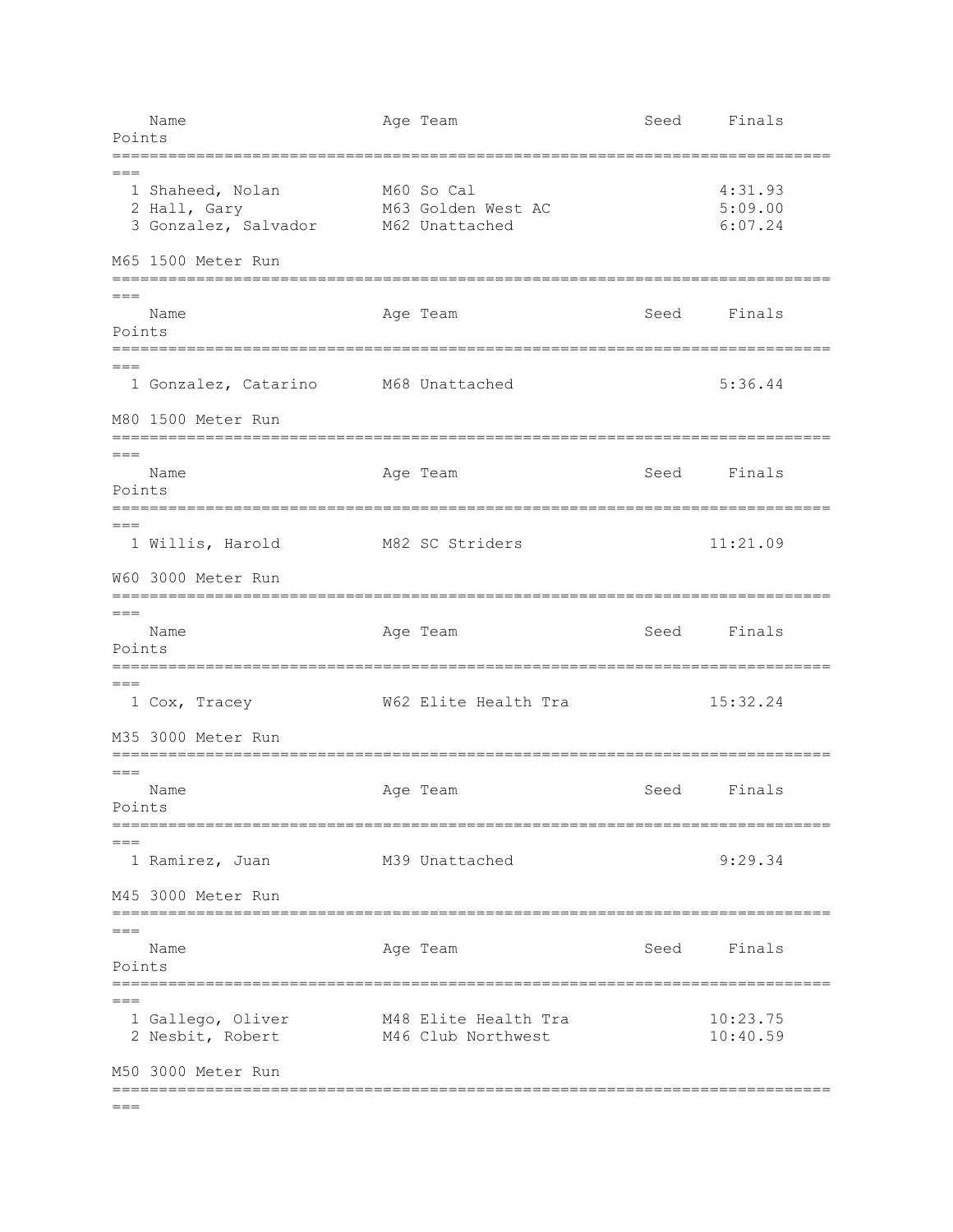| Name | Age | Team | Seed | Finals | Points |
|---|---|---|---|---|---|
| 1 Shaheed, Nolan | M60 | So Cal | | 4:31.93 | |
| 2 Hall, Gary | M63 | Golden West AC | | 5:09.00 | |
| 3 Gonzalez, Salvador | M62 | Unattached | | 6:07.24 | |

M65 1500 Meter Run

| Name | Age | Team | Seed | Finals | Points |
|---|---|---|---|---|---|
| 1 Gonzalez, Catarino | M68 | Unattached | | 5:36.44 | |

M80 1500 Meter Run

| Name | Age | Team | Seed | Finals | Points |
|---|---|---|---|---|---|
| 1 Willis, Harold | M82 | SC Striders | | 11:21.09 | |

W60 3000 Meter Run

| Name | Age | Team | Seed | Finals | Points |
|---|---|---|---|---|---|
| 1 Cox, Tracey | W62 | Elite Health Tra | | 15:32.24 | |

M35 3000 Meter Run

| Name | Age | Team | Seed | Finals | Points |
|---|---|---|---|---|---|
| 1 Ramirez, Juan | M39 | Unattached | | 9:29.34 | |

M45 3000 Meter Run

| Name | Age | Team | Seed | Finals | Points |
|---|---|---|---|---|---|
| 1 Gallego, Oliver | M48 | Elite Health Tra | | 10:23.75 | |
| 2 Nesbit, Robert | M46 | Club Northwest | | 10:40.59 | |

M50 3000 Meter Run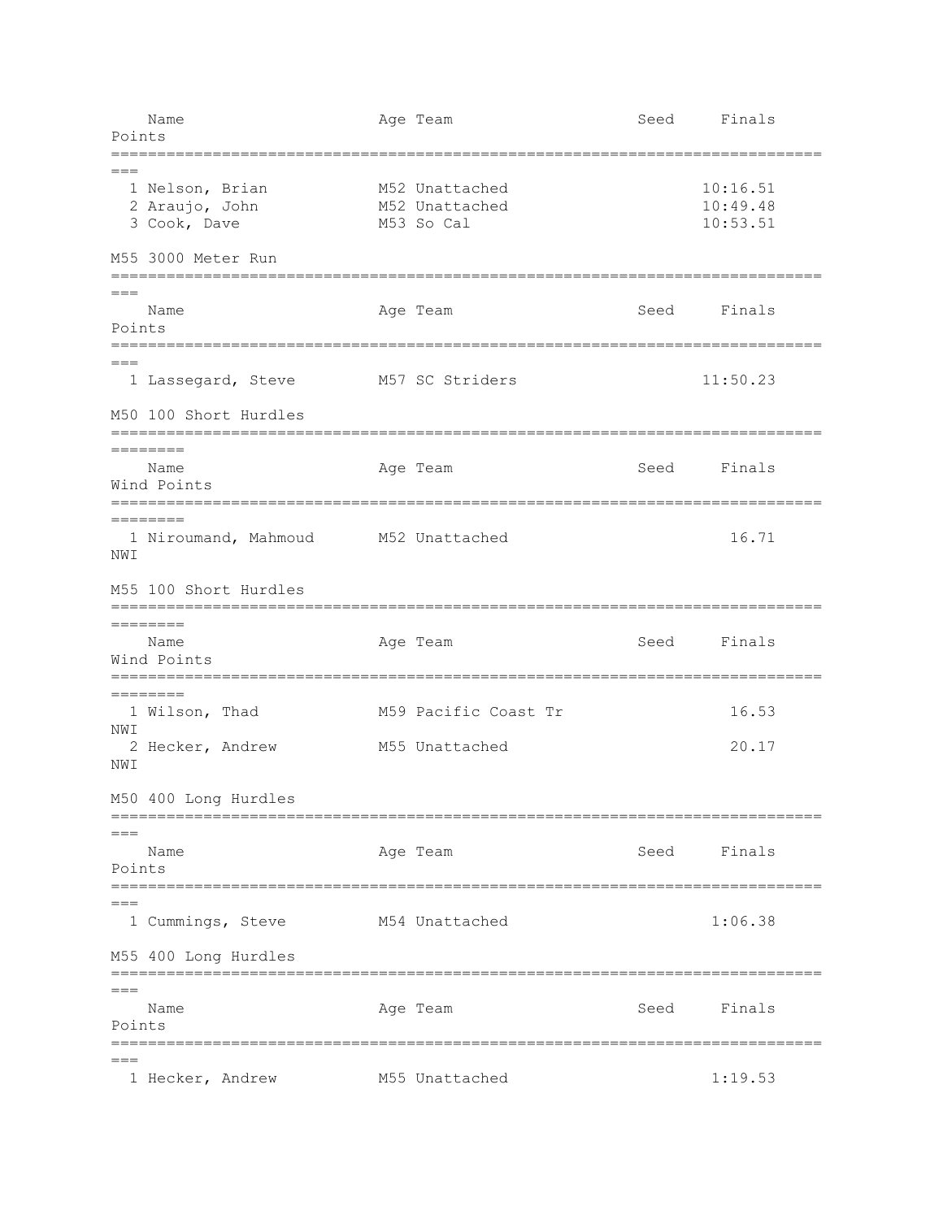| Name | Age | Team | Seed | Finals | Points |
|---|---|---|---|---|---|
| 1 Nelson, Brian | M52 | Unattached | | 10:16.51 | |
| 2 Araujo, John | M52 | Unattached | | 10:49.48 | |
| 3 Cook, Dave | M53 | So Cal | | 10:53.51 | |

### M55 3000 Meter Run

| Name | Age | Team | Seed | Finals | Points |
|---|---|---|---|---|---|
| 1 Lassegard, Steve | M57 | SC Striders | | 11:50.23 | |

### M50 100 Short Hurdles

| Name | Age | Team | Seed | Finals | Wind | Points |
|---|---|---|---|---|---|---|
| 1 Niroumand, Mahmoud | M52 | Unattached | | 16.71 | NWI | |

### M55 100 Short Hurdles

| Name | Age | Team | Seed | Finals | Wind | Points |
|---|---|---|---|---|---|---|
| 1 Wilson, Thad | M59 | Pacific Coast Tr | | 16.53 | NWI | |
| 2 Hecker, Andrew | M55 | Unattached | | 20.17 | NWI | |

### M50 400 Long Hurdles

| Name | Age | Team | Seed | Finals | Points |
|---|---|---|---|---|---|
| 1 Cummings, Steve | M54 | Unattached | | 1:06.38 | |

### M55 400 Long Hurdles

| Name | Age | Team | Seed | Finals | Points |
|---|---|---|---|---|---|
| 1 Hecker, Andrew | M55 | Unattached | | 1:19.53 | |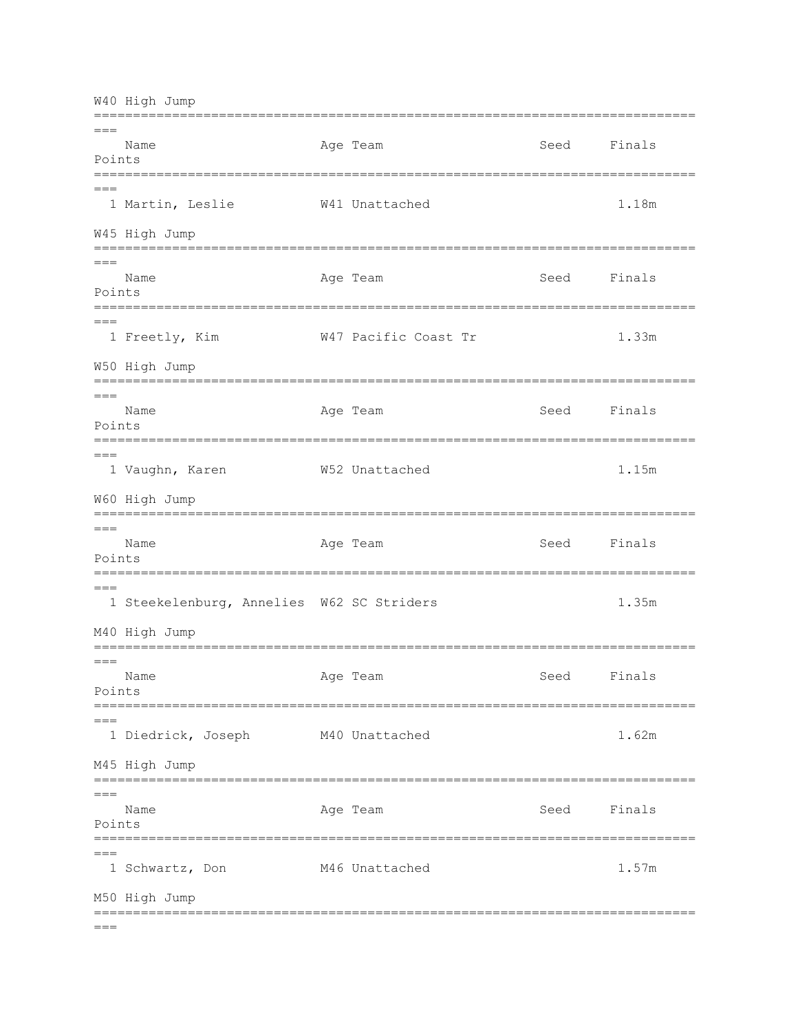## W40 High Jump

| | Name | Age | Team | Seed | Finals | Points |
|---|---|---|---|---|---|---|
| 1 | Martin, Leslie | W41 | Unattached | | 1.18m | |

## W45 High Jump

| | Name | Age | Team | Seed | Finals | Points |
|---|---|---|---|---|---|---|
| 1 | Freetly, Kim | W47 | Pacific Coast Tr | | 1.33m | |

## W50 High Jump

| | Name | Age | Team | Seed | Finals | Points |
|---|---|---|---|---|---|---|
| 1 | Vaughn, Karen | W52 | Unattached | | 1.15m | |

## W60 High Jump

| | Name | Age | Team | Seed | Finals | Points |
|---|---|---|---|---|---|---|
| 1 | Steekelenburg, Annelies | W62 | SC Striders | | 1.35m | |

## M40 High Jump

| | Name | Age | Team | Seed | Finals | Points |
|---|---|---|---|---|---|---|
| 1 | Diedrick, Joseph | M40 | Unattached | | 1.62m | |

## M45 High Jump

| | Name | Age | Team | Seed | Finals | Points |
|---|---|---|---|---|---|---|
| 1 | Schwartz, Don | M46 | Unattached | | 1.57m | |

## M50 High Jump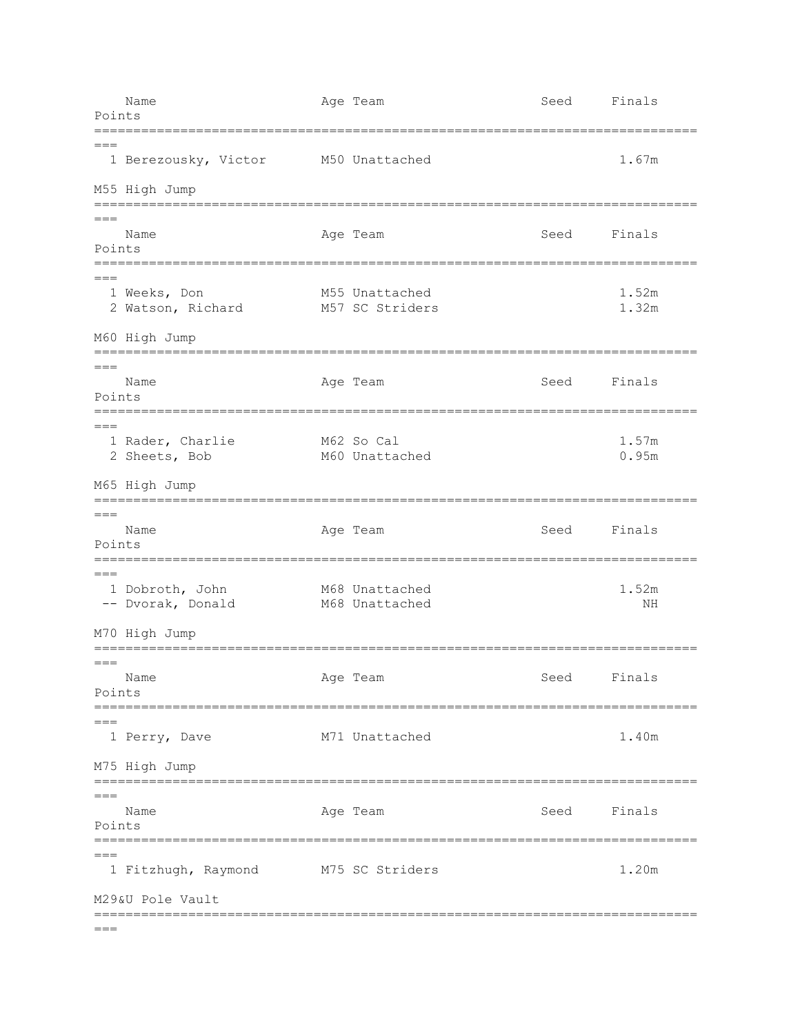| | Name | Age | Team | Seed | Finals | Points |
|---|---|---|---|---|---|---|
| 1 | Berezousky, Victor | M50 | Unattached | | 1.67m | |

## M55 High Jump

| | Name | Age | Team | Seed | Finals | Points |
|---|---|---|---|---|---|---|
| 1 | Weeks, Don | M55 | Unattached | | 1.52m | |
| 2 | Watson, Richard | M57 | SC Striders | | 1.32m | |

## M60 High Jump

| | Name | Age | Team | Seed | Finals | Points |
|---|---|---|---|---|---|---|
| 1 | Rader, Charlie | M62 | So Cal | | 1.57m | |
| 2 | Sheets, Bob | M60 | Unattached | | 0.95m | |

## M65 High Jump

| | Name | Age | Team | Seed | Finals | Points |
|---|---|---|---|---|---|---|
| 1 | Dobroth, John | M68 | Unattached | | 1.52m | |
| -- | Dvorak, Donald | M68 | Unattached | | NH | |

## M70 High Jump

| | Name | Age | Team | Seed | Finals | Points |
|---|---|---|---|---|---|---|
| 1 | Perry, Dave | M71 | Unattached | | 1.40m | |

## M75 High Jump

| | Name | Age | Team | Seed | Finals | Points |
|---|---|---|---|---|---|---|
| 1 | Fitzhugh, Raymond | M75 | SC Striders | | 1.20m | |

## M29&U Pole Vault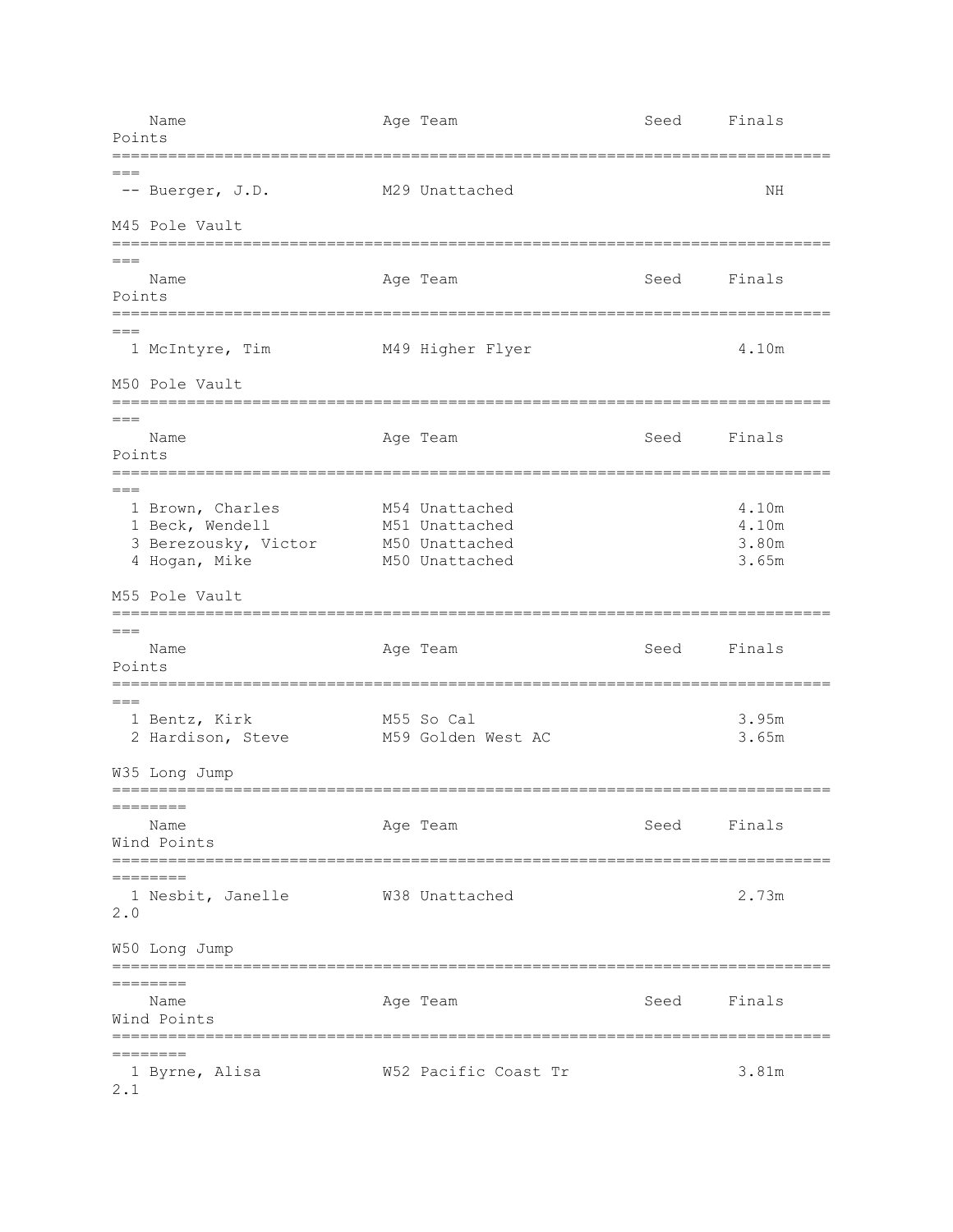| | Name | Age | Team | Seed | Finals | Points |
|---|---|---|---|---|---|---|
| -- | Buerger, J.D. | M29 | Unattached | | NH | |

## M45 Pole Vault

| | Name | Age | Team | Seed | Finals | Points |
|---|---|---|---|---|---|---|
| 1 | McIntyre, Tim | M49 | Higher Flyer | | 4.10m | |

## M50 Pole Vault

| | Name | Age | Team | Seed | Finals | Points |
|---|---|---|---|---|---|---|
| 1 | Brown, Charles | M54 | Unattached | | 4.10m | |
| 1 | Beck, Wendell | M51 | Unattached | | 4.10m | |
| 3 | Berezousky, Victor | M50 | Unattached | | 3.80m | |
| 4 | Hogan, Mike | M50 | Unattached | | 3.65m | |

## M55 Pole Vault

| | Name | Age | Team | Seed | Finals | Points |
|---|---|---|---|---|---|---|
| 1 | Bentz, Kirk | M55 | So Cal | | 3.95m | |
| 2 | Hardison, Steve | M59 | Golden West AC | | 3.65m | |

## W35 Long Jump

| | Name | Age | Team | Seed | Finals | Wind | Points |
|---|---|---|---|---|---|---|---|
| 1 | Nesbit, Janelle | W38 | Unattached | | 2.73m | 2.0 | |

## W50 Long Jump

| | Name | Age | Team | Seed | Finals | Wind | Points |
|---|---|---|---|---|---|---|---|
| 1 | Byrne, Alisa | W52 | Pacific Coast Tr | | 3.81m | 2.1 | |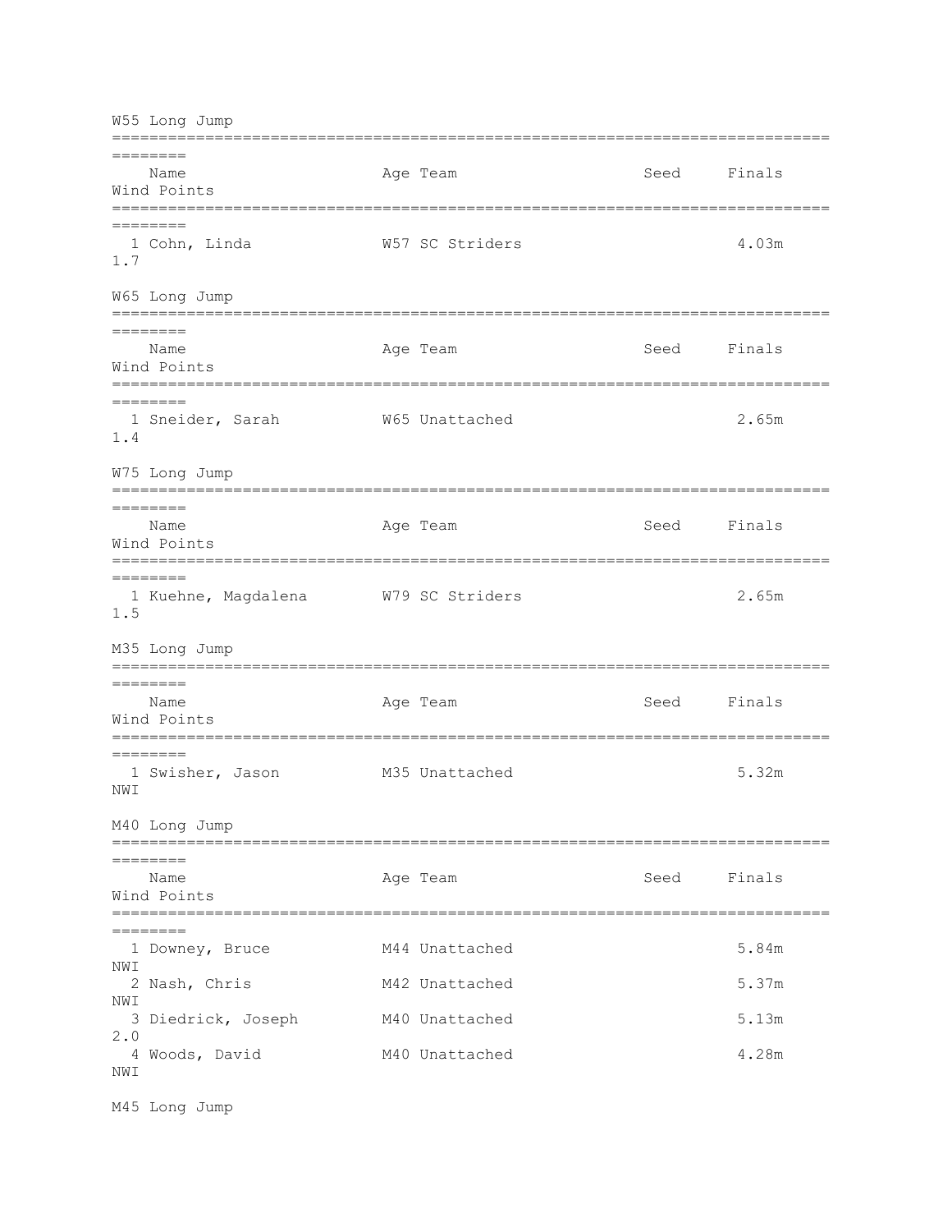## W55 Long Jump

| | Name | Age | Team | Seed | Finals | Wind | Points |
|---|---|---|---|---|---|---|---|
| 1 | Cohn, Linda | W57 | SC Striders | | 4.03m | 1.7 | |

## W65 Long Jump

| | Name | Age | Team | Seed | Finals | Wind | Points |
|---|---|---|---|---|---|---|---|
| 1 | Sneider, Sarah | W65 | Unattached | | 2.65m | 1.4 | |

## W75 Long Jump

| | Name | Age | Team | Seed | Finals | Wind | Points |
|---|---|---|---|---|---|---|---|
| 1 | Kuehne, Magdalena | W79 | SC Striders | | 2.65m | 1.5 | |

## M35 Long Jump

| | Name | Age | Team | Seed | Finals | Wind | Points |
|---|---|---|---|---|---|---|---|
| 1 | Swisher, Jason | M35 | Unattached | | 5.32m | NWI | |

## M40 Long Jump

| | Name | Age | Team | Seed | Finals | Wind | Points |
|---|---|---|---|---|---|---|---|
| 1 | Downey, Bruce | M44 | Unattached | | 5.84m | NWI | |
| 2 | Nash, Chris | M42 | Unattached | | 5.37m | NWI | |
| 3 | Diedrick, Joseph | M40 | Unattached | | 5.13m | 2.0 | |
| 4 | Woods, David | M40 | Unattached | | 4.28m | NWI | |

## M45 Long Jump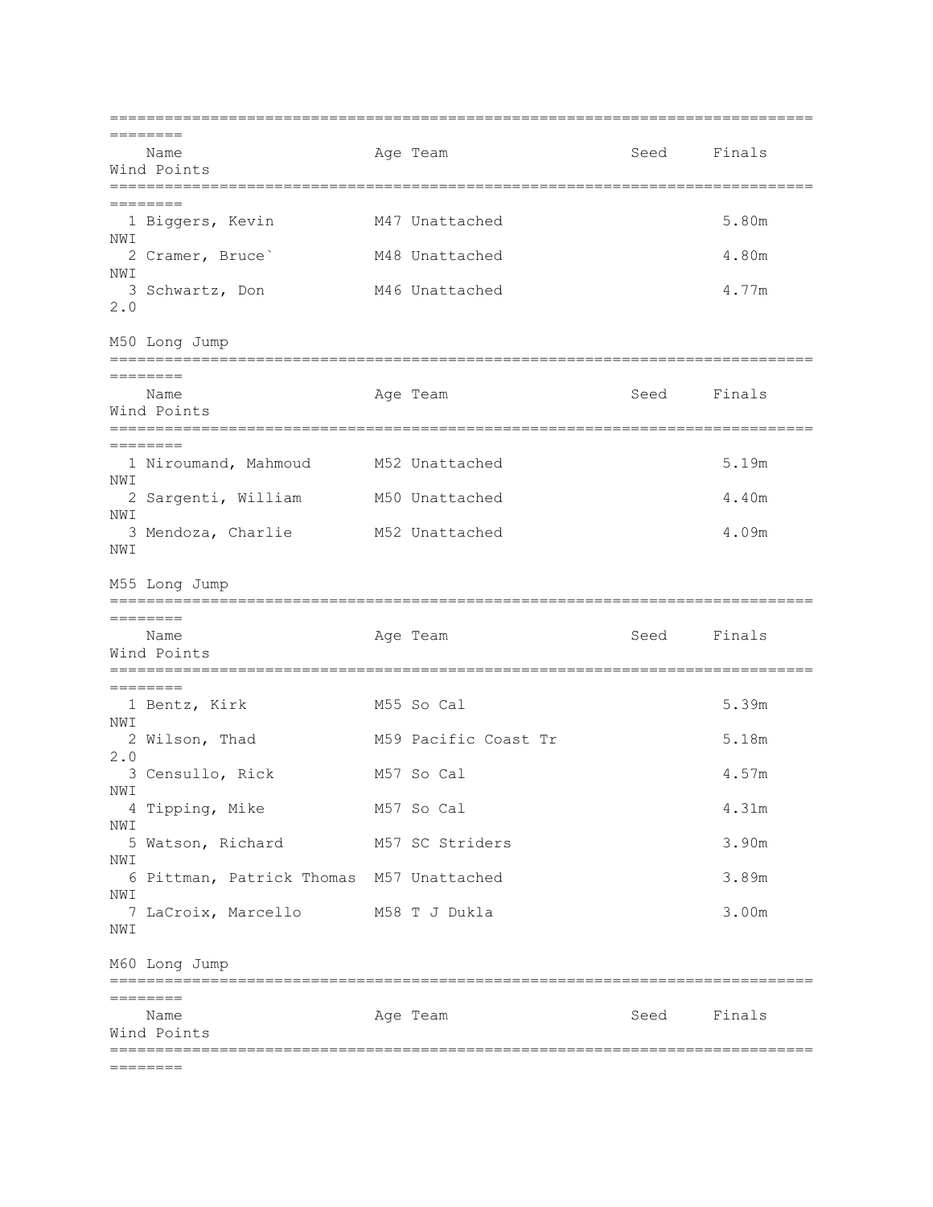| | Name | Age | Team | Seed | Finals | Wind | Points |
|---|---|---|---|---|---|---|---|
| 1 | Biggers, Kevin | M47 | Unattached | | 5.80m | NWI | |
| 2 | Cramer, Bruce` | M48 | Unattached | | 4.80m | NWI | |
| 3 | Schwartz, Don | M46 | Unattached | | 4.77m | 2.0 | |

## M50 Long Jump

| | Name | Age | Team | Seed | Finals | Wind | Points |
|---|---|---|---|---|---|---|---|
| 1 | Niroumand, Mahmoud | M52 | Unattached | | 5.19m | NWI | |
| 2 | Sargenti, William | M50 | Unattached | | 4.40m | NWI | |
| 3 | Mendoza, Charlie | M52 | Unattached | | 4.09m | NWI | |

## M55 Long Jump

| | Name | Age | Team | Seed | Finals | Wind | Points |
|---|---|---|---|---|---|---|---|
| 1 | Bentz, Kirk | M55 | So Cal | | 5.39m | NWI | |
| 2 | Wilson, Thad | M59 | Pacific Coast Tr | | 5.18m | 2.0 | |
| 3 | Censullo, Rick | M57 | So Cal | | 4.57m | NWI | |
| 4 | Tipping, Mike | M57 | So Cal | | 4.31m | NWI | |
| 5 | Watson, Richard | M57 | SC Striders | | 3.90m | NWI | |
| 6 | Pittman, Patrick Thomas | M57 | Unattached | | 3.89m | NWI | |
| 7 | LaCroix, Marcello | M58 | T J Dukla | | 3.00m | NWI | |

## M60 Long Jump

| | Name | Age | Team | Seed | Finals | Wind | Points |
|---|---|---|---|---|---|---|---|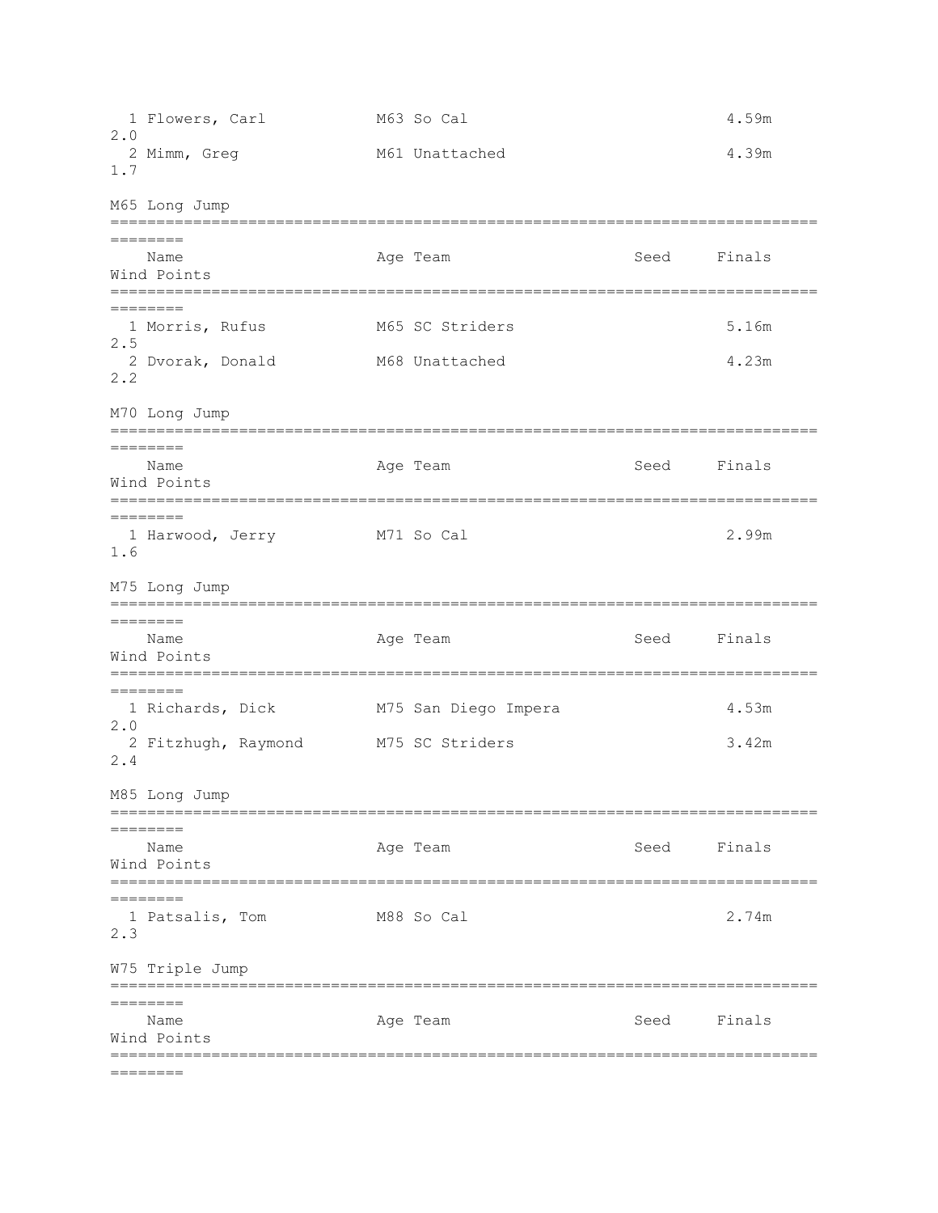| Place | Name | Age | Team | Seed | Finals | Wind | Points |
|---|---|---|---|---|---|---|---|
| 1 | Flowers, Carl | M63 | So Cal | | 4.59m | 2.0 | |
| 2 | Mimm, Greg | M61 | Unattached | | 4.39m | 1.7 | |

## M65 Long Jump

| Place | Name | Age | Team | Seed | Finals | Wind | Points |
|---|---|---|---|---|---|---|---|
| 1 | Morris, Rufus | M65 | SC Striders | | 5.16m | 2.5 | |
| 2 | Dvorak, Donald | M68 | Unattached | | 4.23m | 2.2 | |

## M70 Long Jump

| Place | Name | Age | Team | Seed | Finals | Wind | Points |
|---|---|---|---|---|---|---|---|
| 1 | Harwood, Jerry | M71 | So Cal | | 2.99m | 1.6 | |

## M75 Long Jump

| Place | Name | Age | Team | Seed | Finals | Wind | Points |
|---|---|---|---|---|---|---|---|
| 1 | Richards, Dick | M75 | San Diego Impera | | 4.53m | 2.0 | |
| 2 | Fitzhugh, Raymond | M75 | SC Striders | | 3.42m | 2.4 | |

## M85 Long Jump

| Place | Name | Age | Team | Seed | Finals | Wind | Points |
|---|---|---|---|---|---|---|---|
| 1 | Patsalis, Tom | M88 | So Cal | | 2.74m | 2.3 | |

## W75 Triple Jump

| Place | Name | Age | Team | Seed | Finals | Wind | Points |
|---|---|---|---|---|---|---|---|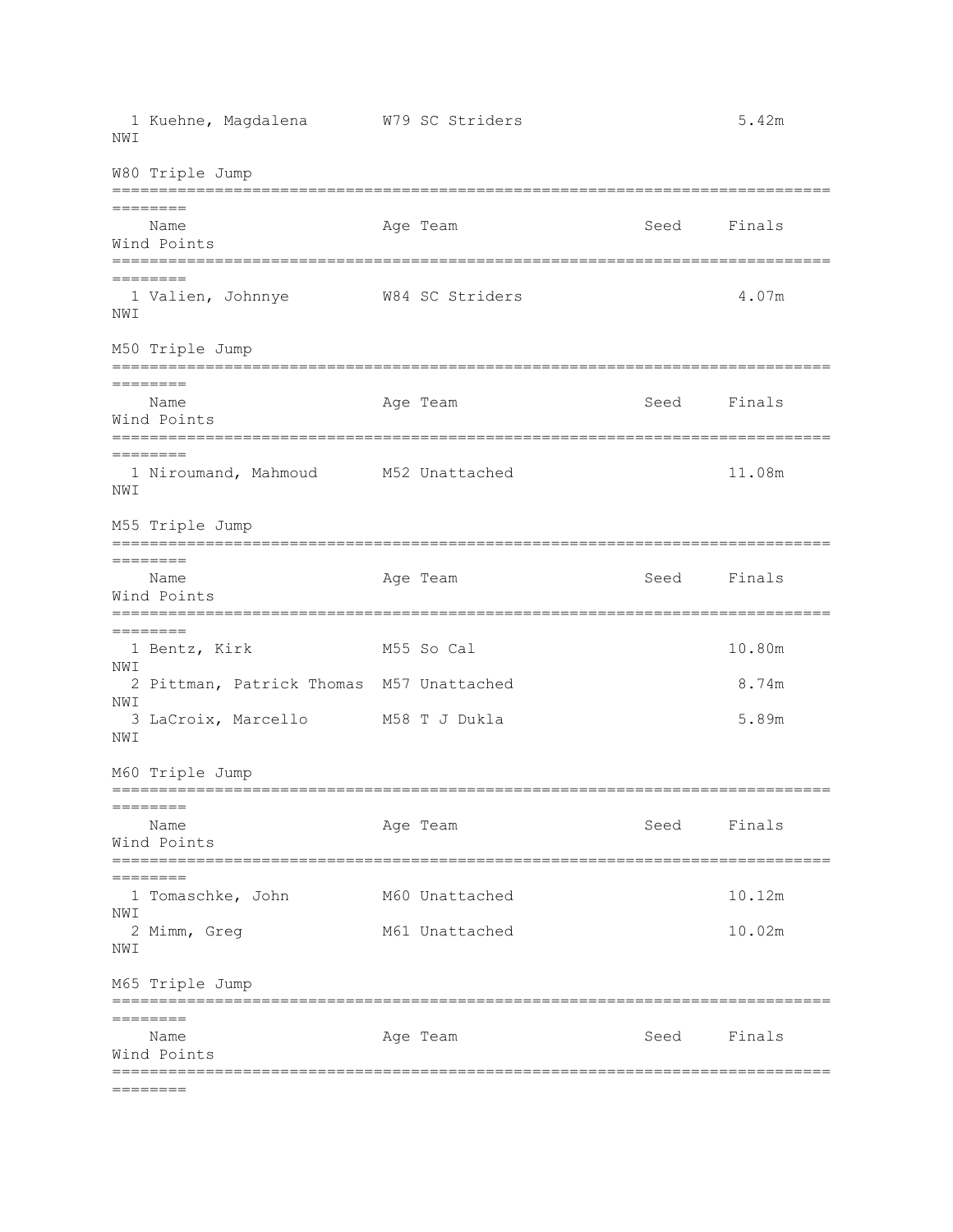| Place | Name | Age | Team | Seed | Finals | Wind | Points |
|---|---|---|---|---|---|---|---|
| 1 | Kuehne, Magdalena | W79 | SC Striders | | 5.42m | NWI | |

## W80 Triple Jump

| Place | Name | Age | Team | Seed | Finals | Wind | Points |
|---|---|---|---|---|---|---|---|
| 1 | Valien, Johnnye | W84 | SC Striders | | 4.07m | NWI | |

## M50 Triple Jump

| Place | Name | Age | Team | Seed | Finals | Wind | Points |
|---|---|---|---|---|---|---|---|
| 1 | Niroumand, Mahmoud | M52 | Unattached | | 11.08m | NWI | |

## M55 Triple Jump

| Place | Name | Age | Team | Seed | Finals | Wind | Points |
|---|---|---|---|---|---|---|---|
| 1 | Bentz, Kirk | M55 | So Cal | | 10.80m | NWI | |
| 2 | Pittman, Patrick Thomas | M57 | Unattached | | 8.74m | NWI | |
| 3 | LaCroix, Marcello | M58 | T J Dukla | | 5.89m | NWI | |

## M60 Triple Jump

| Place | Name | Age | Team | Seed | Finals | Wind | Points |
|---|---|---|---|---|---|---|---|
| 1 | Tomaschke, John | M60 | Unattached | | 10.12m | NWI | |
| 2 | Mimm, Greg | M61 | Unattached | | 10.02m | NWI | |

## M65 Triple Jump

| Place | Name | Age | Team | Seed | Finals | Wind | Points |
|---|---|---|---|---|---|---|---|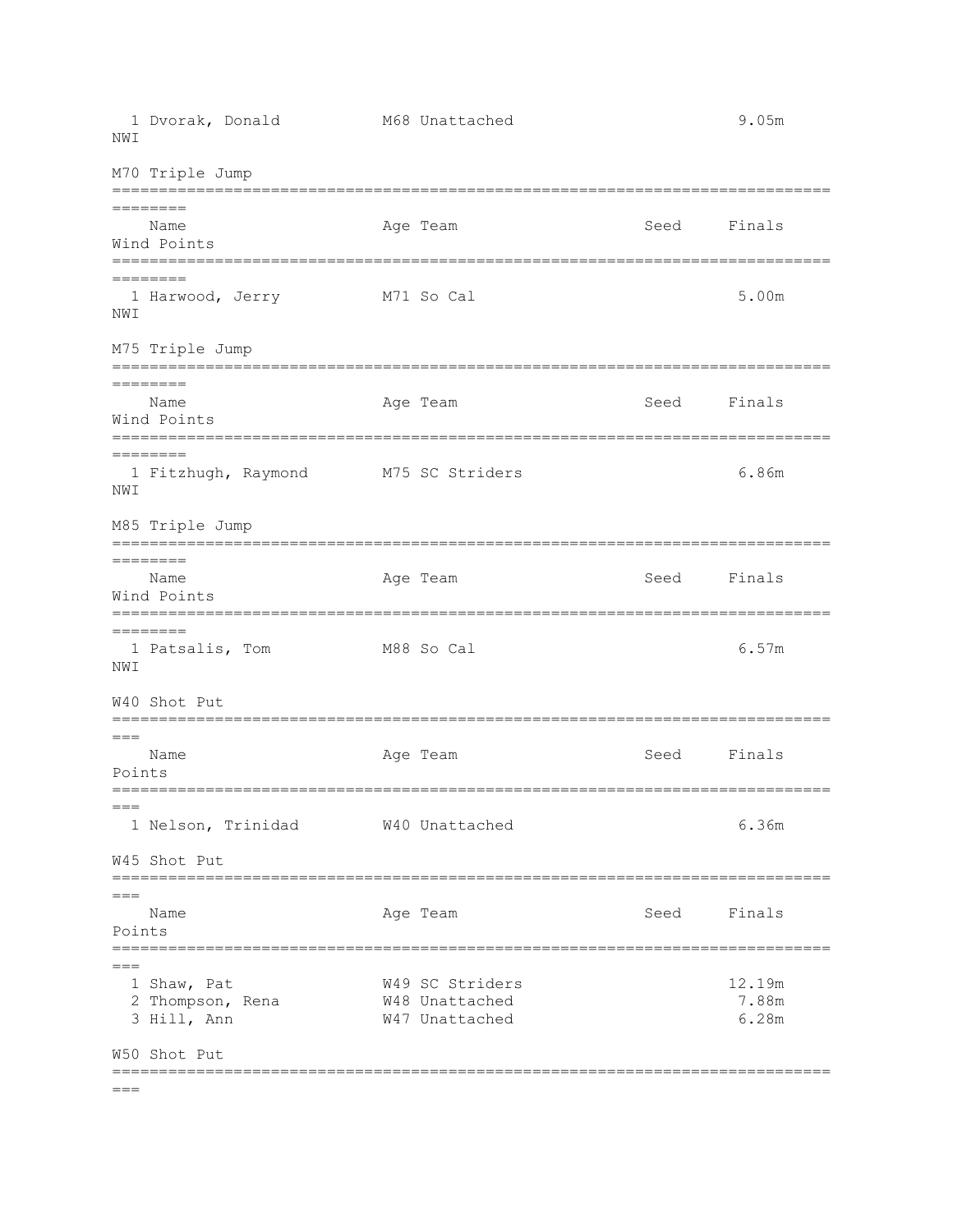| | Name | Age | Team | Seed | Finals | Wind | Points |
|---|---|---|---|---|---|---|---|
| 1 | Dvorak, Donald | M68 | Unattached | | 9.05m | NWI | |

## M70 Triple Jump

| | Name | Age | Team | Seed | Finals | Wind | Points |
|---|---|---|---|---|---|---|---|
| 1 | Harwood, Jerry | M71 | So Cal | | 5.00m | NWI | |

## M75 Triple Jump

| | Name | Age | Team | Seed | Finals | Wind | Points |
|---|---|---|---|---|---|---|---|
| 1 | Fitzhugh, Raymond | M75 | SC Striders | | 6.86m | NWI | |

## M85 Triple Jump

| | Name | Age | Team | Seed | Finals | Wind | Points |
|---|---|---|---|---|---|---|---|
| 1 | Patsalis, Tom | M88 | So Cal | | 6.57m | NWI | |

## W40 Shot Put

| | Name | Age | Team | Seed | Finals | Points |
|---|---|---|---|---|---|---|
| 1 | Nelson, Trinidad | W40 | Unattached | | 6.36m | |

## W45 Shot Put

| | Name | Age | Team | Seed | Finals | Points |
|---|---|---|---|---|---|---|
| 1 | Shaw, Pat | W49 | SC Striders | | 12.19m | |
| 2 | Thompson, Rena | W48 | Unattached | | 7.88m | |
| 3 | Hill, Ann | W47 | Unattached | | 6.28m | |

## W50 Shot Put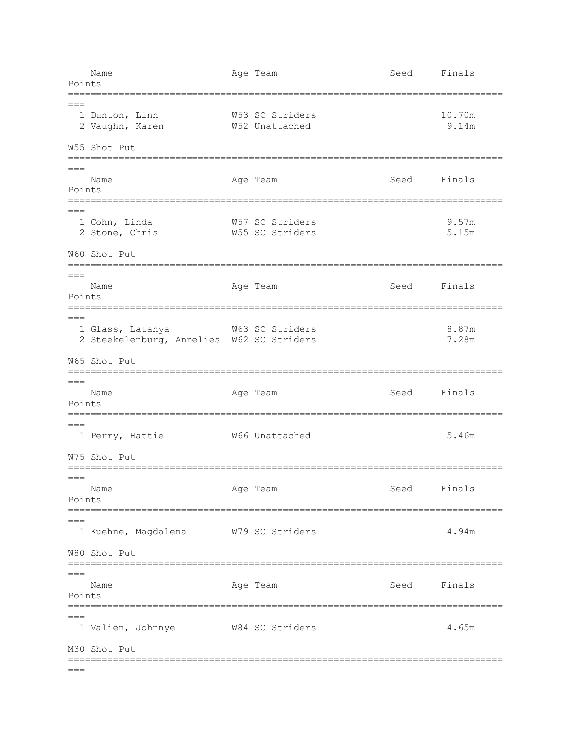| Name | Age | Team | Seed | Finals | Points |
|---|---|---|---|---|---|
| 1 Dunton, Linn | W53 | SC Striders | | 10.70m | |
| 2 Vaughn, Karen | W52 | Unattached | | 9.14m | |

## W55 Shot Put

| Name | Age | Team | Seed | Finals | Points |
|---|---|---|---|---|---|
| 1 Cohn, Linda | W57 | SC Striders | | 9.57m | |
| 2 Stone, Chris | W55 | SC Striders | | 5.15m | |

## W60 Shot Put

| Name | Age | Team | Seed | Finals | Points |
|---|---|---|---|---|---|
| 1 Glass, Latanya | W63 | SC Striders | | 8.87m | |
| 2 Steekelenburg, Annelies | W62 | SC Striders | | 7.28m | |

## W65 Shot Put

| Name | Age | Team | Seed | Finals | Points |
|---|---|---|---|---|---|
| 1 Perry, Hattie | W66 | Unattached | | 5.46m | |

## W75 Shot Put

| Name | Age | Team | Seed | Finals | Points |
|---|---|---|---|---|---|
| 1 Kuehne, Magdalena | W79 | SC Striders | | 4.94m | |

## W80 Shot Put

| Name | Age | Team | Seed | Finals | Points |
|---|---|---|---|---|---|
| 1 Valien, Johnnye | W84 | SC Striders | | 4.65m | |

## M30 Shot Put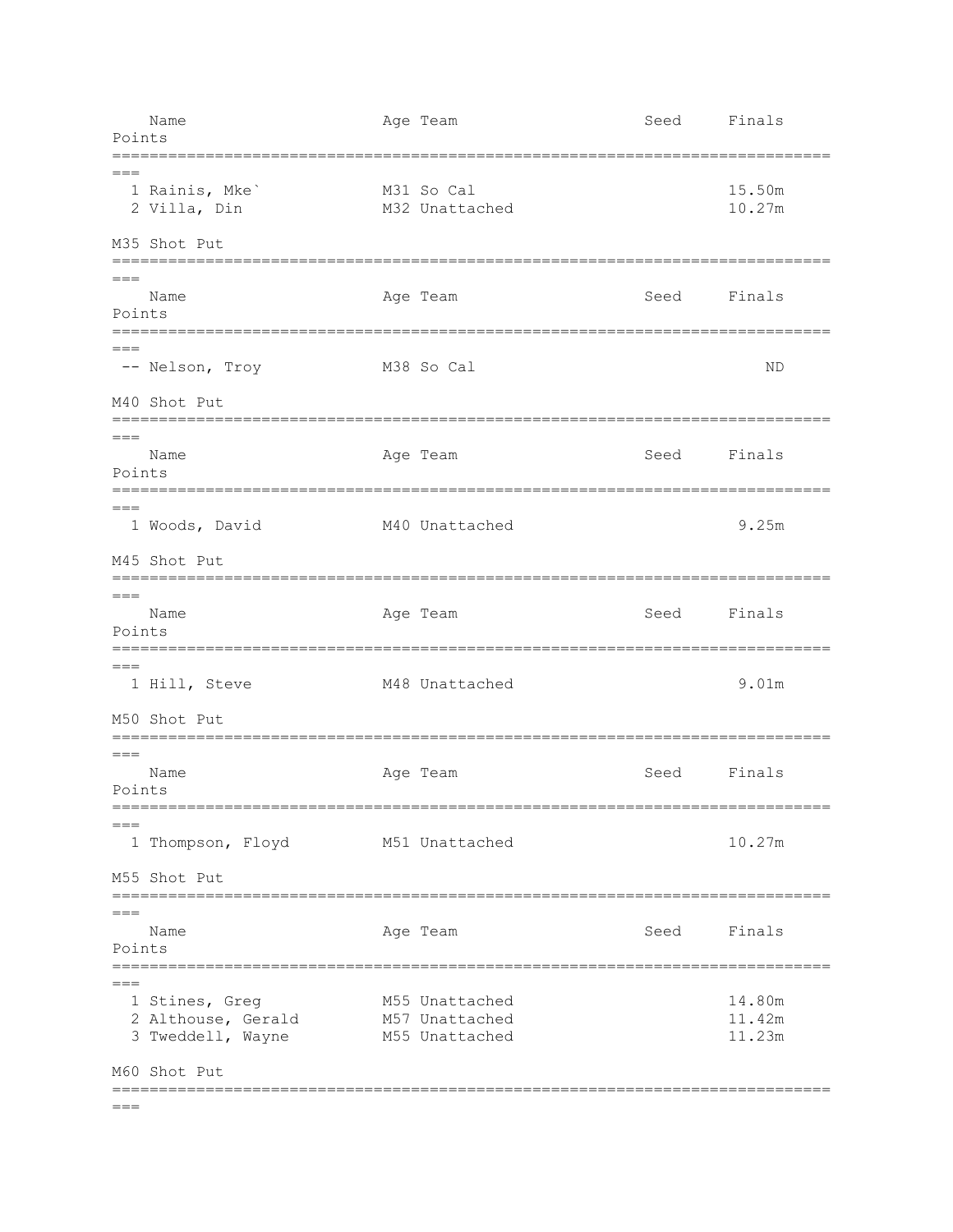| Place | Name | Age | Team | Seed | Finals | Points |
|---|---|---|---|---|---|---|
| 1 | Rainis, Mke` | M31 | So Cal | | 15.50m | |
| 2 | Villa, Din | M32 | Unattached | | 10.27m | |

## M35 Shot Put

| Place | Name | Age | Team | Seed | Finals | Points |
|---|---|---|---|---|---|---|
| -- | Nelson, Troy | M38 | So Cal | | ND | |

## M40 Shot Put

| Place | Name | Age | Team | Seed | Finals | Points |
|---|---|---|---|---|---|---|
| 1 | Woods, David | M40 | Unattached | | 9.25m | |

## M45 Shot Put

| Place | Name | Age | Team | Seed | Finals | Points |
|---|---|---|---|---|---|---|
| 1 | Hill, Steve | M48 | Unattached | | 9.01m | |

## M50 Shot Put

| Place | Name | Age | Team | Seed | Finals | Points |
|---|---|---|---|---|---|---|
| 1 | Thompson, Floyd | M51 | Unattached | | 10.27m | |

## M55 Shot Put

| Place | Name | Age | Team | Seed | Finals | Points |
|---|---|---|---|---|---|---|
| 1 | Stines, Greg | M55 | Unattached | | 14.80m | |
| 2 | Althouse, Gerald | M57 | Unattached | | 11.42m | |
| 3 | Tweddell, Wayne | M55 | Unattached | | 11.23m | |

## M60 Shot Put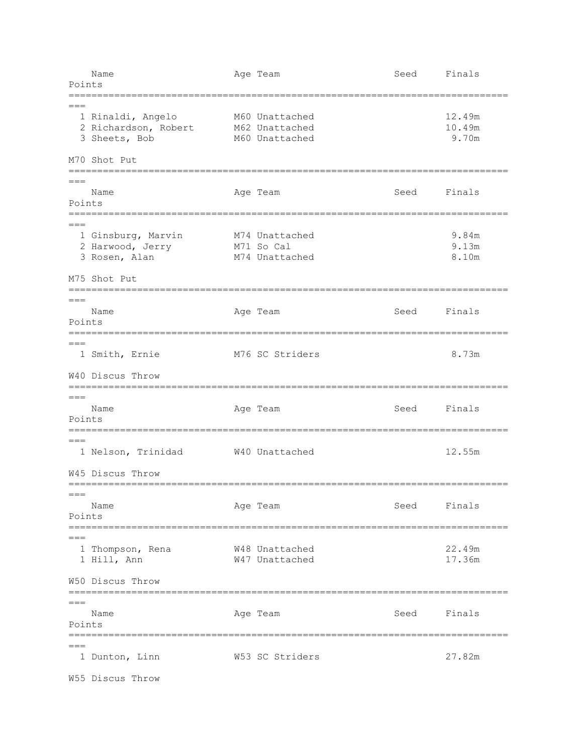| Name | Age | Team | Seed | Finals | Points |
|---|---|---|---|---|---|
| 1 Rinaldi, Angelo | M60 | Unattached | | 12.49m | |
| 2 Richardson, Robert | M62 | Unattached | | 10.49m | |
| 3 Sheets, Bob | M60 | Unattached | | 9.70m | |

M70 Shot Put

| Name | Age | Team | Seed | Finals | Points |
|---|---|---|---|---|---|
| 1 Ginsburg, Marvin | M74 | Unattached | | 9.84m | |
| 2 Harwood, Jerry | M71 | So Cal | | 9.13m | |
| 3 Rosen, Alan | M74 | Unattached | | 8.10m | |

M75 Shot Put

| Name | Age | Team | Seed | Finals | Points |
|---|---|---|---|---|---|
| 1 Smith, Ernie | M76 | SC Striders | | 8.73m | |

W40 Discus Throw

| Name | Age | Team | Seed | Finals | Points |
|---|---|---|---|---|---|
| 1 Nelson, Trinidad | W40 | Unattached | | 12.55m | |

W45 Discus Throw

| Name | Age | Team | Seed | Finals | Points |
|---|---|---|---|---|---|
| 1 Thompson, Rena | W48 | Unattached | | 22.49m | |
| 1 Hill, Ann | W47 | Unattached | | 17.36m | |

W50 Discus Throw

| Name | Age | Team | Seed | Finals | Points |
|---|---|---|---|---|---|
| 1 Dunton, Linn | W53 | SC Striders | | 27.82m | |

W55 Discus Throw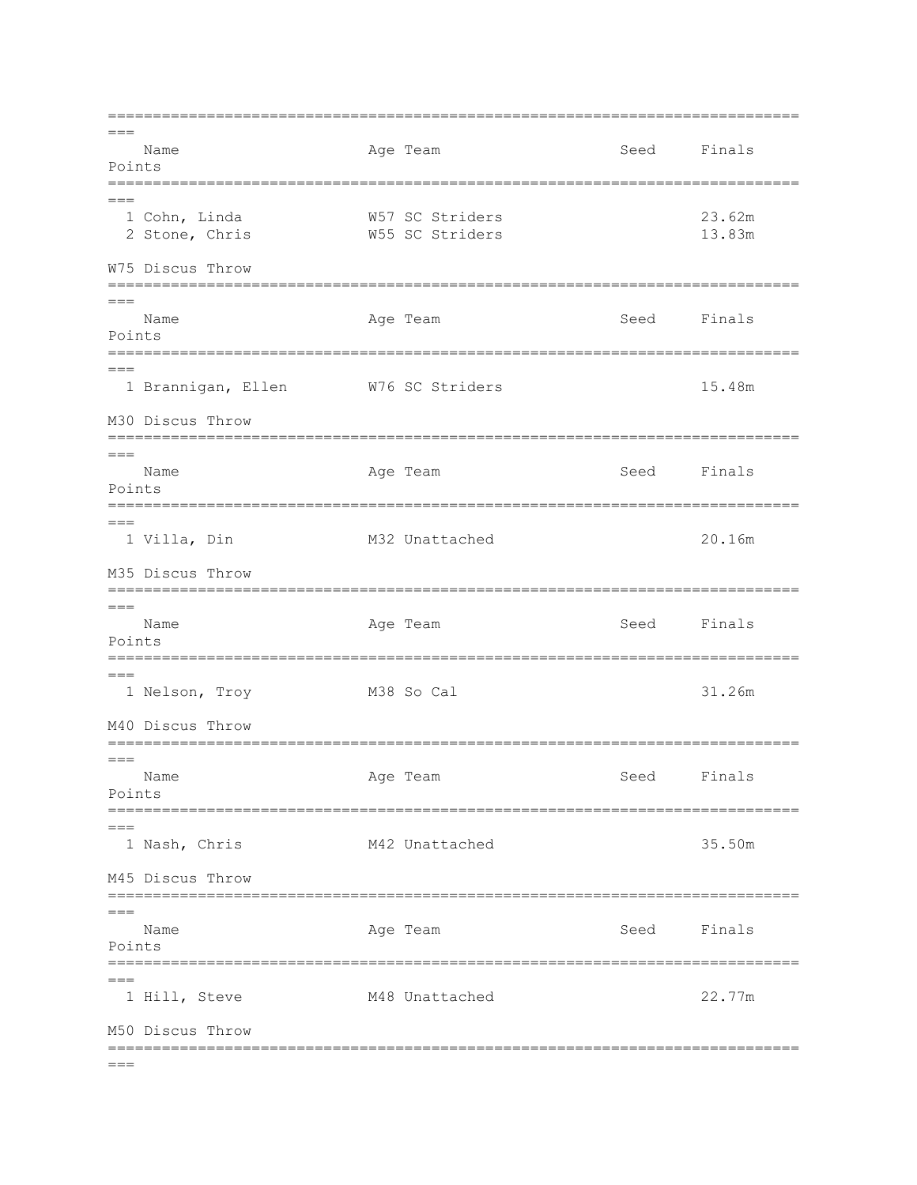| | Name | Age | Team | Seed | Finals | Points |
|---|---|---|---|---|---|---|
| 1 | Cohn, Linda | W57 | SC Striders | | 23.62m | |
| 2 | Stone, Chris | W55 | SC Striders | | 13.83m | |

W75 Discus Throw

| | Name | Age | Team | Seed | Finals | Points |
|---|---|---|---|---|---|---|
| 1 | Brannigan, Ellen | W76 | SC Striders | | 15.48m | |

M30 Discus Throw

| | Name | Age | Team | Seed | Finals | Points |
|---|---|---|---|---|---|---|
| 1 | Villa, Din | M32 | Unattached | | 20.16m | |

M35 Discus Throw

| | Name | Age | Team | Seed | Finals | Points |
|---|---|---|---|---|---|---|
| 1 | Nelson, Troy | M38 | So Cal | | 31.26m | |

M40 Discus Throw

| | Name | Age | Team | Seed | Finals | Points |
|---|---|---|---|---|---|---|
| 1 | Nash, Chris | M42 | Unattached | | 35.50m | |

M45 Discus Throw

| | Name | Age | Team | Seed | Finals | Points |
|---|---|---|---|---|---|---|
| 1 | Hill, Steve | M48 | Unattached | | 22.77m | |

M50 Discus Throw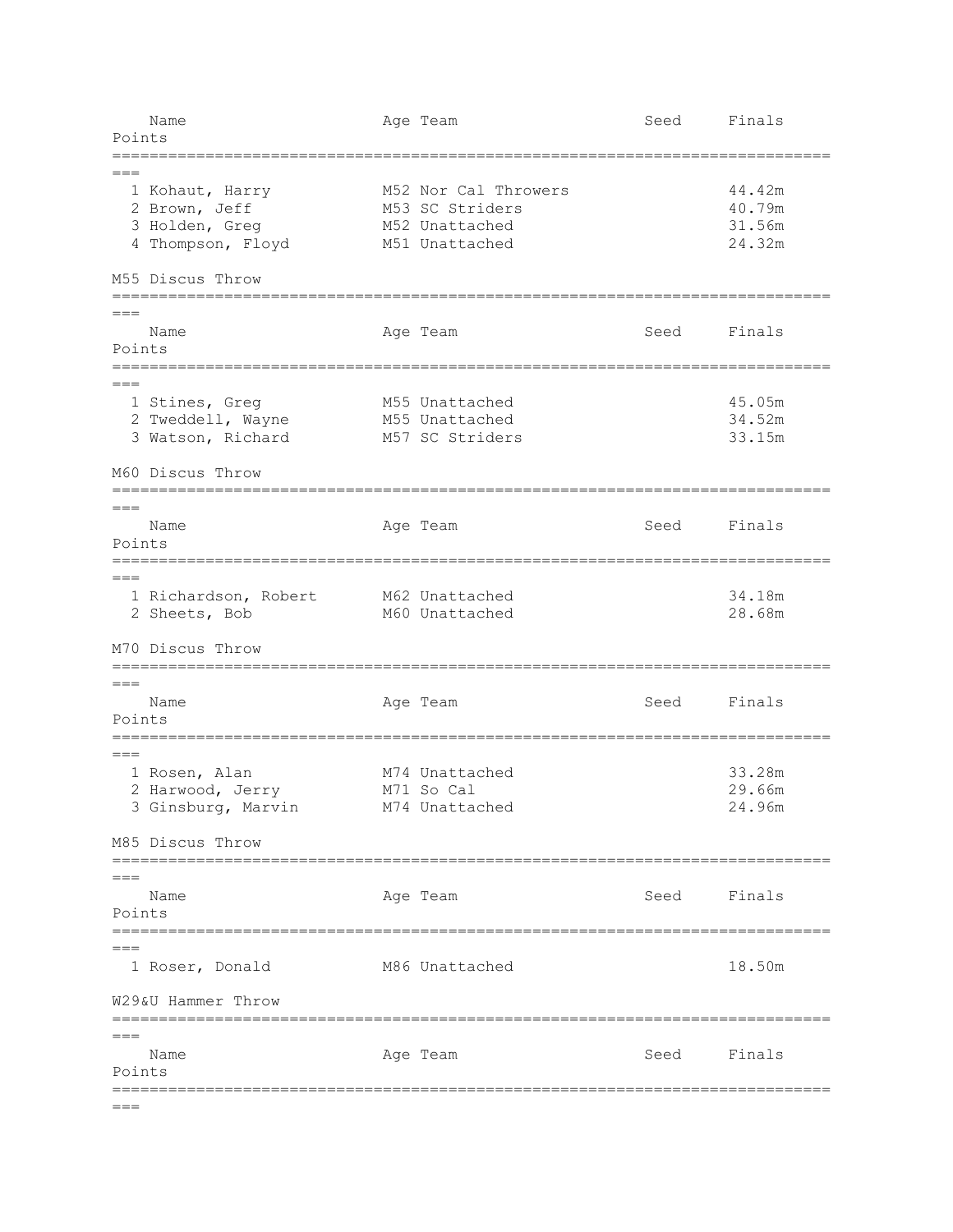| | Name | Age | Team | Seed | Finals | Points |
|---|---|---|---|---|---|---|
| 1 | Kohaut, Harry | M52 | Nor Cal Throwers | | 44.42m | |
| 2 | Brown, Jeff | M53 | SC Striders | | 40.79m | |
| 3 | Holden, Greg | M52 | Unattached | | 31.56m | |
| 4 | Thompson, Floyd | M51 | Unattached | | 24.32m | |

## M55 Discus Throw

| | Name | Age | Team | Seed | Finals | Points |
|---|---|---|---|---|---|---|
| 1 | Stines, Greg | M55 | Unattached | | 45.05m | |
| 2 | Tweddell, Wayne | M55 | Unattached | | 34.52m | |
| 3 | Watson, Richard | M57 | SC Striders | | 33.15m | |

## M60 Discus Throw

| | Name | Age | Team | Seed | Finals | Points |
|---|---|---|---|---|---|---|
| 1 | Richardson, Robert | M62 | Unattached | | 34.18m | |
| 2 | Sheets, Bob | M60 | Unattached | | 28.68m | |

## M70 Discus Throw

| | Name | Age | Team | Seed | Finals | Points |
|---|---|---|---|---|---|---|
| 1 | Rosen, Alan | M74 | Unattached | | 33.28m | |
| 2 | Harwood, Jerry | M71 | So Cal | | 29.66m | |
| 3 | Ginsburg, Marvin | M74 | Unattached | | 24.96m | |

## M85 Discus Throw

| | Name | Age | Team | Seed | Finals | Points |
|---|---|---|---|---|---|---|
| 1 | Roser, Donald | M86 | Unattached | | 18.50m | |

## W29&U Hammer Throw

| | Name | Age | Team | Seed | Finals | Points |
|---|---|---|---|---|---|---|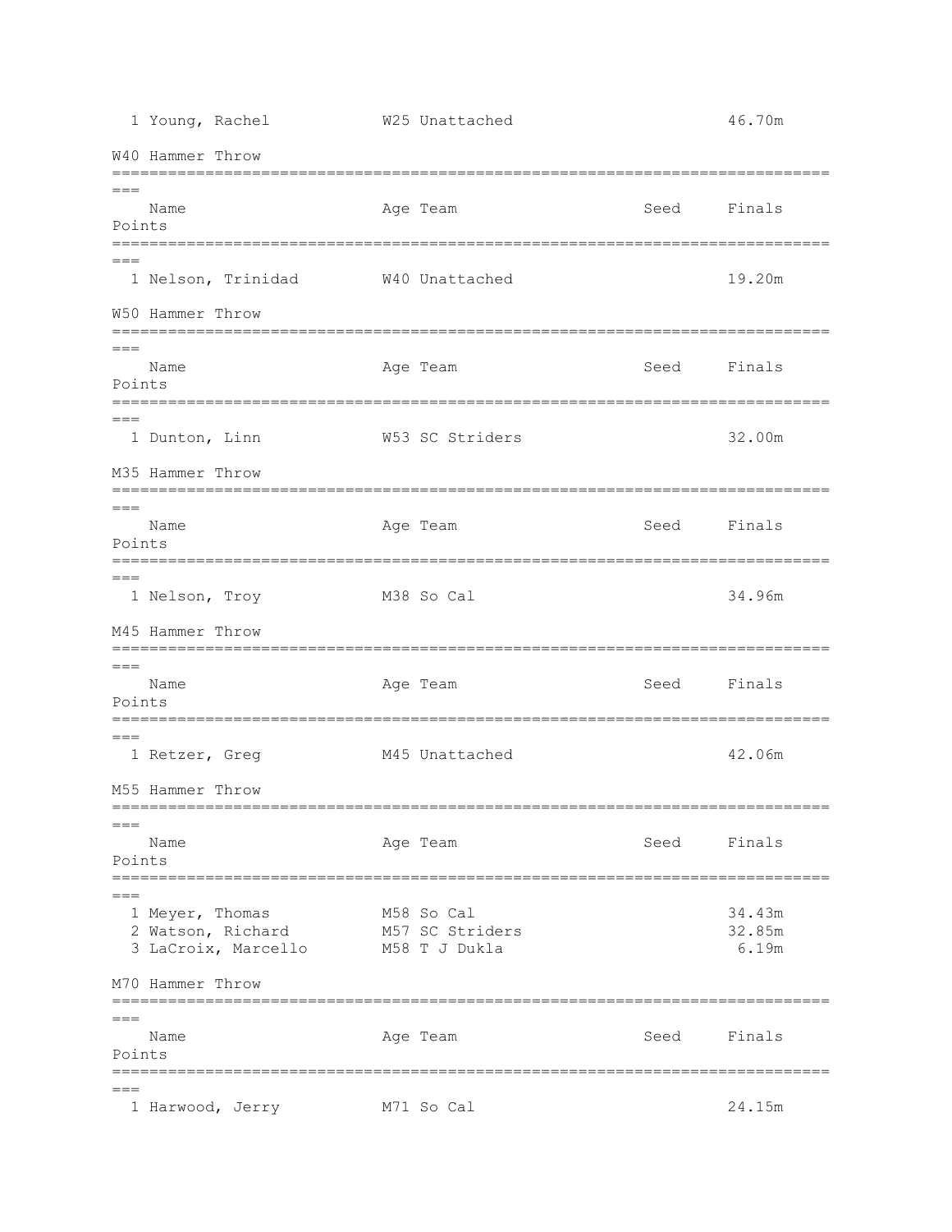| Place | Name | Age | Team | Seed | Finals | Points |
|---|---|---|---|---|---|---|
| 1 | Young, Rachel | W25 | Unattached | | 46.70m | |

### W40 Hammer Throw

| Place | Name | Age | Team | Seed | Finals | Points |
|---|---|---|---|---|---|---|
| 1 | Nelson, Trinidad | W40 | Unattached | | 19.20m | |

### W50 Hammer Throw

| Place | Name | Age | Team | Seed | Finals | Points |
|---|---|---|---|---|---|---|
| 1 | Dunton, Linn | W53 | SC Striders | | 32.00m | |

### M35 Hammer Throw

| Place | Name | Age | Team | Seed | Finals | Points |
|---|---|---|---|---|---|---|
| 1 | Nelson, Troy | M38 | So Cal | | 34.96m | |

### M45 Hammer Throw

| Place | Name | Age | Team | Seed | Finals | Points |
|---|---|---|---|---|---|---|
| 1 | Retzer, Greg | M45 | Unattached | | 42.06m | |

### M55 Hammer Throw

| Place | Name | Age | Team | Seed | Finals | Points |
|---|---|---|---|---|---|---|
| 1 | Meyer, Thomas | M58 | So Cal | | 34.43m | |
| 2 | Watson, Richard | M57 | SC Striders | | 32.85m | |
| 3 | LaCroix, Marcello | M58 | T J Dukla | | 6.19m | |

### M70 Hammer Throw

| Place | Name | Age | Team | Seed | Finals | Points |
|---|---|---|---|---|---|---|
| 1 | Harwood, Jerry | M71 | So Cal | | 24.15m | |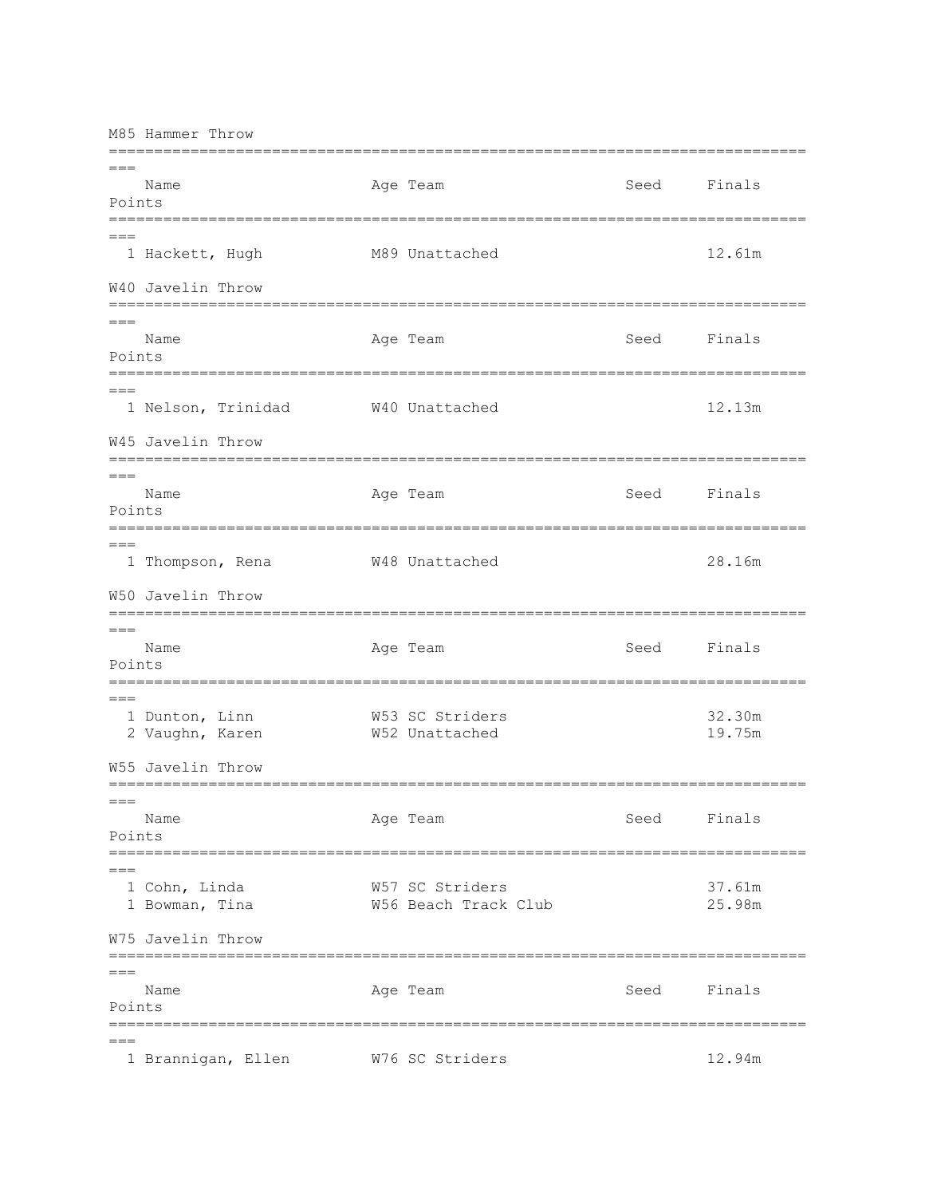## M85 Hammer Throw

| | Name | Age | Team | Seed | Finals | Points |
|---|---|---|---|---|---|---|
| 1 | Hackett, Hugh | M89 | Unattached | | 12.61m | |

## W40 Javelin Throw

| | Name | Age | Team | Seed | Finals | Points |
|---|---|---|---|---|---|---|
| 1 | Nelson, Trinidad | W40 | Unattached | | 12.13m | |

## W45 Javelin Throw

| | Name | Age | Team | Seed | Finals | Points |
|---|---|---|---|---|---|---|
| 1 | Thompson, Rena | W48 | Unattached | | 28.16m | |

## W50 Javelin Throw

| | Name | Age | Team | Seed | Finals | Points |
|---|---|---|---|---|---|---|
| 1 | Dunton, Linn | W53 | SC Striders | | 32.30m | |
| 2 | Vaughn, Karen | W52 | Unattached | | 19.75m | |

## W55 Javelin Throw

| | Name | Age | Team | Seed | Finals | Points |
|---|---|---|---|---|---|---|
| 1 | Cohn, Linda | W57 | SC Striders | | 37.61m | |
| 1 | Bowman, Tina | W56 | Beach Track Club | | 25.98m | |

## W75 Javelin Throw

| | Name | Age | Team | Seed | Finals | Points |
|---|---|---|---|---|---|---|
| 1 | Brannigan, Ellen | W76 | SC Striders | | 12.94m | |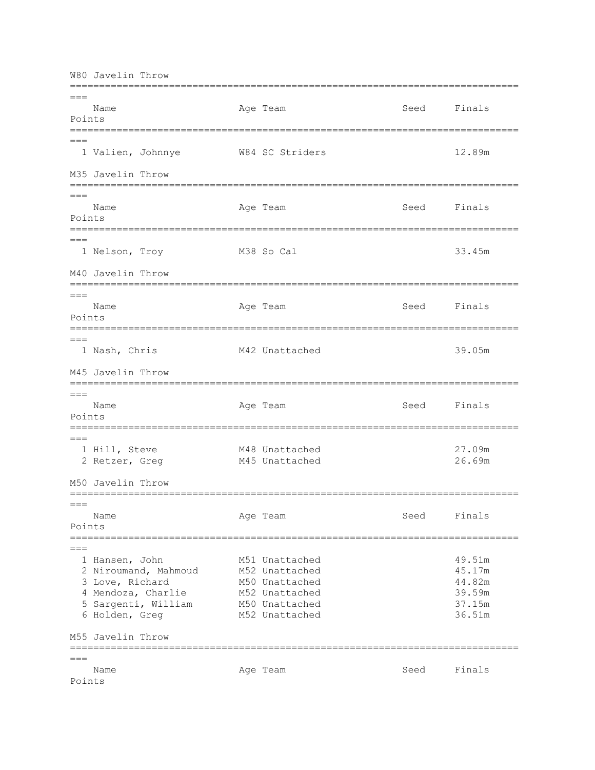## W80 Javelin Throw

| | Name | Age | Team | Seed | Finals | Points |
|---|---|---|---|---|---|---|
| 1 | Valien, Johnnye | W84 | SC Striders | | 12.89m | |

## M35 Javelin Throw

| | Name | Age | Team | Seed | Finals | Points |
|---|---|---|---|---|---|---|
| 1 | Nelson, Troy | M38 | So Cal | | 33.45m | |

## M40 Javelin Throw

| | Name | Age | Team | Seed | Finals | Points |
|---|---|---|---|---|---|---|
| 1 | Nash, Chris | M42 | Unattached | | 39.05m | |

## M45 Javelin Throw

| | Name | Age | Team | Seed | Finals | Points |
|---|---|---|---|---|---|---|
| 1 | Hill, Steve | M48 | Unattached | | 27.09m | |
| 2 | Retzer, Greg | M45 | Unattached | | 26.69m | |

## M50 Javelin Throw

| | Name | Age | Team | Seed | Finals | Points |
|---|---|---|---|---|---|---|
| 1 | Hansen, John | M51 | Unattached | | 49.51m | |
| 2 | Niroumand, Mahmoud | M52 | Unattached | | 45.17m | |
| 3 | Love, Richard | M50 | Unattached | | 44.82m | |
| 4 | Mendoza, Charlie | M52 | Unattached | | 39.59m | |
| 5 | Sargenti, William | M50 | Unattached | | 37.15m | |
| 6 | Holden, Greg | M52 | Unattached | | 36.51m | |

## M55 Javelin Throw

| | Name | Age | Team | Seed | Finals | Points |
|---|---|---|---|---|---|---|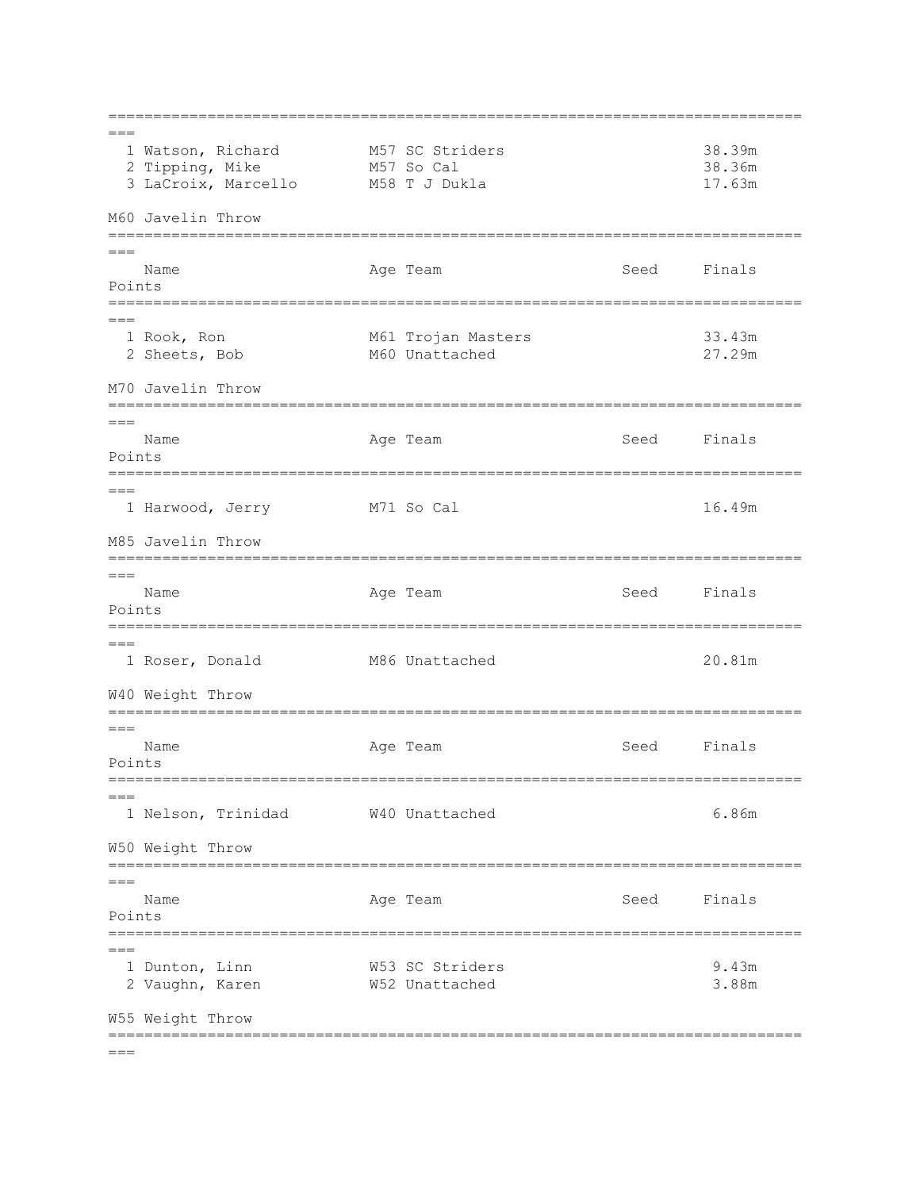| Place | Name | Age | Team | Seed | Finals | Points |
|---|---|---|---|---|---|---|
| 1 | Watson, Richard | M57 | SC Striders | | 38.39m | |
| 2 | Tipping, Mike | M57 | So Cal | | 38.36m | |
| 3 | LaCroix, Marcello | M58 | T J Dukla | | 17.63m | |

## M60 Javelin Throw

| Place | Name | Age | Team | Seed | Finals | Points |
|---|---|---|---|---|---|---|
| 1 | Rook, Ron | M61 | Trojan Masters | | 33.43m | |
| 2 | Sheets, Bob | M60 | Unattached | | 27.29m | |

## M70 Javelin Throw

| Place | Name | Age | Team | Seed | Finals | Points |
|---|---|---|---|---|---|---|
| 1 | Harwood, Jerry | M71 | So Cal | | 16.49m | |

## M85 Javelin Throw

| Place | Name | Age | Team | Seed | Finals | Points |
|---|---|---|---|---|---|---|
| 1 | Roser, Donald | M86 | Unattached | | 20.81m | |

## W40 Weight Throw

| Place | Name | Age | Team | Seed | Finals | Points |
|---|---|---|---|---|---|---|
| 1 | Nelson, Trinidad | W40 | Unattached | | 6.86m | |

## W50 Weight Throw

| Place | Name | Age | Team | Seed | Finals | Points |
|---|---|---|---|---|---|---|
| 1 | Dunton, Linn | W53 | SC Striders | | 9.43m | |
| 2 | Vaughn, Karen | W52 | Unattached | | 3.88m | |

## W55 Weight Throw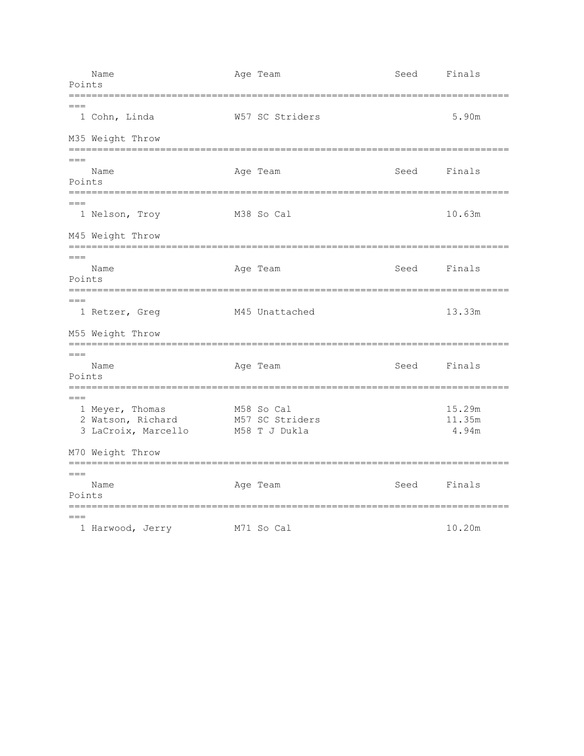| | Name | Age | Team | Seed | Finals | Points |
| --- | --- | --- | --- | --- | --- | --- |
| 1 | Cohn, Linda | W57 | SC Striders | | 5.90m | |

## M35 Weight Throw

| | Name | Age | Team | Seed | Finals | Points |
| --- | --- | --- | --- | --- | --- | --- |
| 1 | Nelson, Troy | M38 | So Cal | | 10.63m | |

## M45 Weight Throw

| | Name | Age | Team | Seed | Finals | Points |
| --- | --- | --- | --- | --- | --- | --- |
| 1 | Retzer, Greg | M45 | Unattached | | 13.33m | |

## M55 Weight Throw

| | Name | Age | Team | Seed | Finals | Points |
| --- | --- | --- | --- | --- | --- | --- |
| 1 | Meyer, Thomas | M58 | So Cal | | 15.29m | |
| 2 | Watson, Richard | M57 | SC Striders | | 11.35m | |
| 3 | LaCroix, Marcello | M58 | T J Dukla | | 4.94m | |

## M70 Weight Throw

| | Name | Age | Team | Seed | Finals | Points |
| --- | --- | --- | --- | --- | --- | --- |
| 1 | Harwood, Jerry | M71 | So Cal | | 10.20m | |